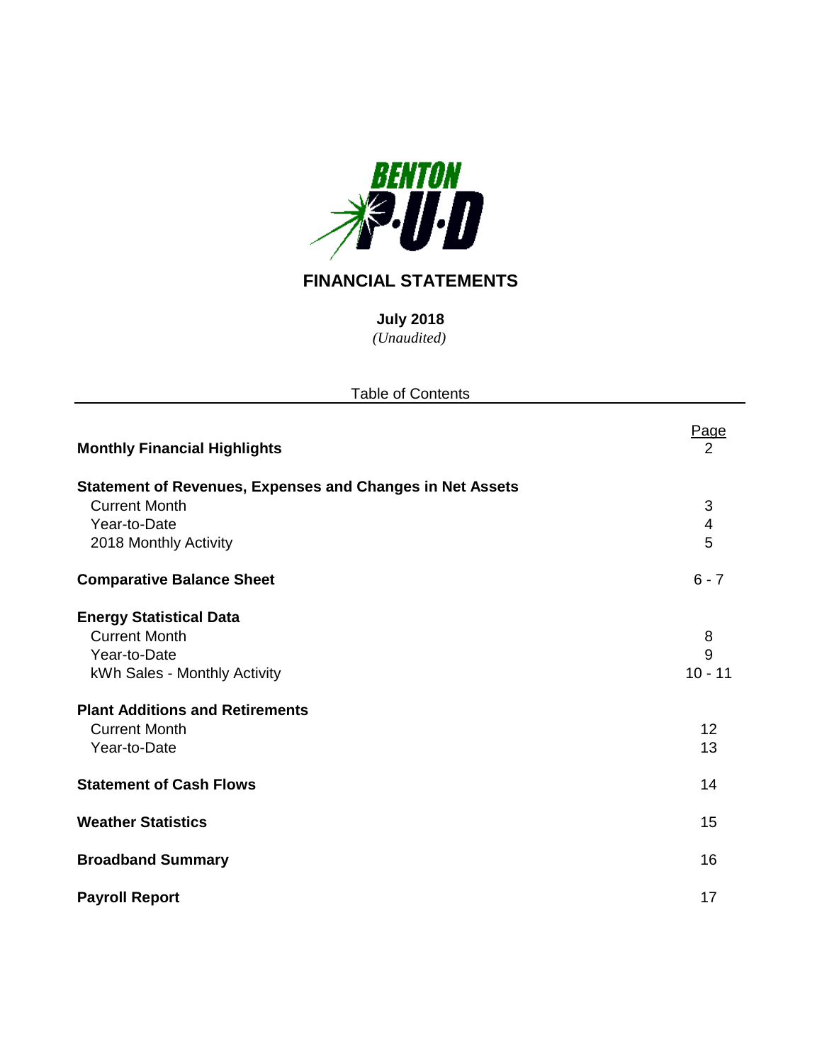BENTON P·U·D

# FINANCIAL STATEMENTS

**July 2018**
*(Unaudited)*

Table of Contents

| | Page |
|---|---|
| **Monthly Financial Highlights** | 2 |
| **Statement of Revenues, Expenses and Changes in Net Assets** | |
| Current Month | 3 |
| Year-to-Date | 4 |
| 2018 Monthly Activity | 5 |
| **Comparative Balance Sheet** | 6 - 7 |
| **Energy Statistical Data** | |
| Current Month | 8 |
| Year-to-Date | 9 |
| kWh Sales - Monthly Activity | 10 - 11 |
| **Plant Additions and Retirements** | |
| Current Month | 12 |
| Year-to-Date | 13 |
| **Statement of Cash Flows** | 14 |
| **Weather Statistics** | 15 |
| **Broadband Summary** | 16 |
| **Payroll Report** | 17 |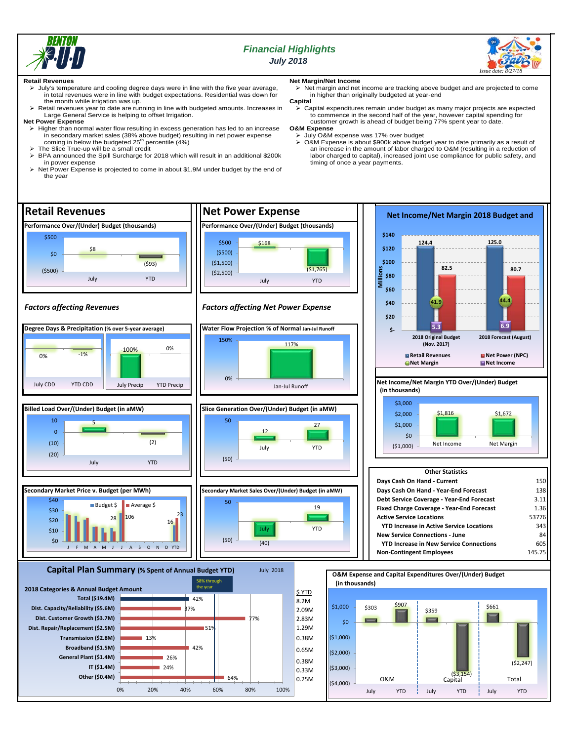# Financial Highlights

## July 2018

Issue date: 8/27/18

**Retail Revenues**

- July's temperature and cooling degree days were in line with the five year average, in total revenues were in line with budget expectations. Residential was down for the month while irrigation was up.
- Retail revenues year to date are running in line with budgeted amounts. Increases in Large General Service is helping to offset Irrigation.

**Net Power Expense**

- Higher than normal water flow resulting in excess generation has led to an increase in secondary market sales (38% above budget) resulting in net power expense coming in below the budgeted 25th percentile (4%)
- The Slice True-up will be a small credit
- BPA announced the Spill Surcharge for 2018 which will result in an additional $200k in power expense
- Net Power Expense is projected to come in about $1.9M under budget by the end of the year

**Net Margin/Net Income**

- Net margin and net income are tracking above budget and are projected to come in higher than originally budgeted at year-end

**Capital**

- Capital expenditures remain under budget as many major projects are expected to commence in the second half of the year, however capital spending for customer growth is ahead of budget being 77% spent year to date.

**O&M Expense**

- July O&M expense was 17% over budget
- O&M Expense is about $900k above budget year to date primarily as a result of an increase in the amount of labor charged to O&M (resulting in a reduction of labor charged to capital), increased joint use compliance for public safety, and timing of once a year payments.

## Retail Revenues

**Performance Over/(Under) Budget (thousands)**

| July | YTD |
|---|---|
| $8 | ($93) |

*Factors affecting Revenues*

**Degree Days & Precipitation (% over 5-year average)**

| July CDD | YTD CDD | July Precip | YTD Precip |
|---|---|---|---|
| 0% | -1% | -100% | 0% |

**Billed Load Over/(Under) Budget (in aMW)**

| July | YTD |
|---|---|
| 5 | (2) |

**Secondary Market Price v. Budget (per MWh)**

Budget $ / Average $ (J through D, YTD); labeled values: 28, 106, 16, 23

## Net Power Expense

**Performance Over/(Under) Budget (thousands)**

| July | YTD |
|---|---|
| $168 | ($1,765) |

*Factors affecting Net Power Expense*

**Water Flow Projection % of Normal Jan-Jul Runoff**

| Jan-Jul Runoff |
|---|
| 117% |

**Slice Generation Over/(Under) Budget (in aMW)**

| July | YTD |
|---|---|
| 12 | 27 |

**Secondary Market Sales Over/(Under) Budget (in aMW)**

| July | YTD |
|---|---|
| (40) | 19 |

## Net Income/Net Margin 2018 Budget and

(Millions)

| | 2018 Original Budget (Nov. 2017) | 2018 Forecast (August) |
|---|---|---|
| Retail Revenues | 124.4 | 125.0 |
| Net Power (NPC) | 82.5 | 80.7 |
| Net Margin | 41.9 | 44.4 |
| Net Income | 5.3 | 6.9 |

**Net Income/Net Margin YTD Over/(Under) Budget (in thousands)**

| Net Income | Net Margin |
|---|---|
| $1,816 | $1,672 |

**Other Statistics**

| | |
|---|---|
| Days Cash On Hand - Current | 150 |
| Days Cash On Hand - Year-End Forecast | 138 |
| Debt Service Coverage - Year-End Forecast | 3.11 |
| Fixed Charge Coverage - Year-End Forecast | 1.36 |
| Active Service Locations | 53776 |
| YTD Increase in Active Service Locations | 343 |
| New Service Connections - June | 84 |
| YTD Increase in New Service Connections | 605 |
| Non-Contingent Employees | 145.75 |

## Capital Plan Summary (% Spent of Annual Budget YTD)

July 2018 — 58% through the year

| 2018 Categories & Annual Budget Amount | % Spent | $ YTD |
|---|---|---|
| Total ($19.4M) | 42% | 8.2M |
| Dist. Capacity/Reliability ($5.6M) | 37% | 2.09M |
| Dist. Customer Growth ($3.7M) | 77% | 2.83M |
| Dist. Repair/Replacement ($2.5M) | 51% | 1.29M |
| Transmission ($2.8M) | 13% | 0.38M |
| Broadband ($1.5M) | 42% | 0.65M |
| General Plant ($1.4M) | 26% | 0.38M |
| IT ($1.4M) | 24% | 0.33M |
| Other ($0.4M) | 64% | 0.25M |

**O&M Expense and Capital Expenditures Over/(Under) Budget (in thousands)**

| | July | YTD |
|---|---|---|
| O&M | $303 | $907 |
| Capital | $359 | ($3,154) |
| Total | $661 | ($2,247) |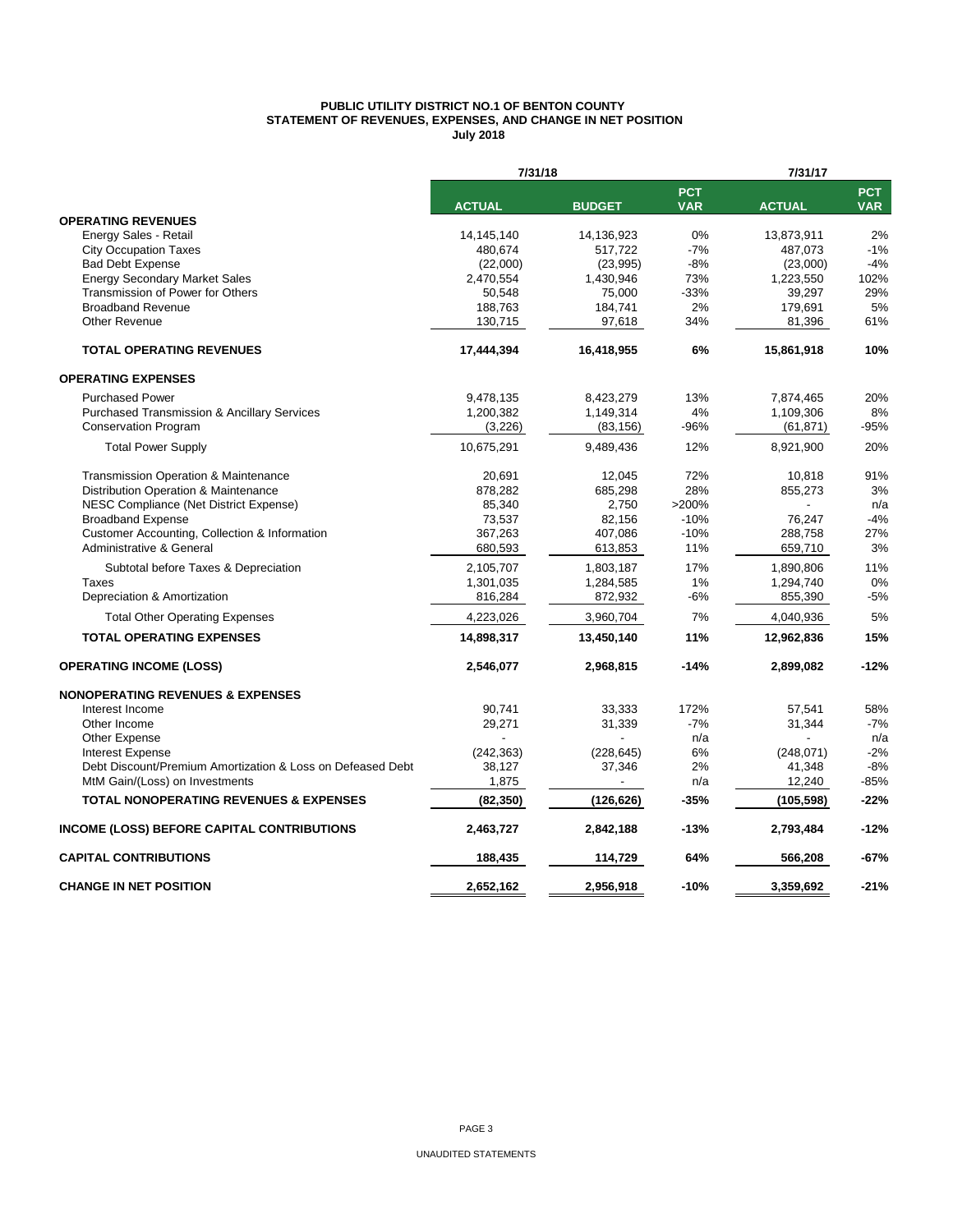# PUBLIC UTILITY DISTRICT NO.1 OF BENTON COUNTY
## STATEMENT OF REVENUES, EXPENSES, AND CHANGE IN NET POSITION
### July 2018

| | 7/31/18 | | | 7/31/17 | |
|---|---|---|---|---|---|
| | **ACTUAL** | **BUDGET** | **PCT VAR** | **ACTUAL** | **PCT VAR** |
| **OPERATING REVENUES** | | | | | |
| Energy Sales - Retail | 14,145,140 | 14,136,923 | 0% | 13,873,911 | 2% |
| City Occupation Taxes | 480,674 | 517,722 | -7% | 487,073 | -1% |
| Bad Debt Expense | (22,000) | (23,995) | -8% | (23,000) | -4% |
| Energy Secondary Market Sales | 2,470,554 | 1,430,946 | 73% | 1,223,550 | 102% |
| Transmission of Power for Others | 50,548 | 75,000 | -33% | 39,297 | 29% |
| Broadband Revenue | 188,763 | 184,741 | 2% | 179,691 | 5% |
| Other Revenue | 130,715 | 97,618 | 34% | 81,396 | 61% |
| **TOTAL OPERATING REVENUES** | **17,444,394** | **16,418,955** | **6%** | **15,861,918** | **10%** |
| **OPERATING EXPENSES** | | | | | |
| Purchased Power | 9,478,135 | 8,423,279 | 13% | 7,874,465 | 20% |
| Purchased Transmission & Ancillary Services | 1,200,382 | 1,149,314 | 4% | 1,109,306 | 8% |
| Conservation Program | (3,226) | (83,156) | -96% | (61,871) | -95% |
| Total Power Supply | 10,675,291 | 9,489,436 | 12% | 8,921,900 | 20% |
| Transmission Operation & Maintenance | 20,691 | 12,045 | 72% | 10,818 | 91% |
| Distribution Operation & Maintenance | 878,282 | 685,298 | 28% | 855,273 | 3% |
| NESC Compliance (Net District Expense) | 85,340 | 2,750 | >200% | - | n/a |
| Broadband Expense | 73,537 | 82,156 | -10% | 76,247 | -4% |
| Customer Accounting, Collection & Information | 367,263 | 407,086 | -10% | 288,758 | 27% |
| Administrative & General | 680,593 | 613,853 | 11% | 659,710 | 3% |
| Subtotal before Taxes & Depreciation | 2,105,707 | 1,803,187 | 17% | 1,890,806 | 11% |
| Taxes | 1,301,035 | 1,284,585 | 1% | 1,294,740 | 0% |
| Depreciation & Amortization | 816,284 | 872,932 | -6% | 855,390 | -5% |
| Total Other Operating Expenses | 4,223,026 | 3,960,704 | 7% | 4,040,936 | 5% |
| **TOTAL OPERATING EXPENSES** | **14,898,317** | **13,450,140** | **11%** | **12,962,836** | **15%** |
| **OPERATING INCOME (LOSS)** | **2,546,077** | **2,968,815** | **-14%** | **2,899,082** | **-12%** |
| **NONOPERATING REVENUES & EXPENSES** | | | | | |
| Interest Income | 90,741 | 33,333 | 172% | 57,541 | 58% |
| Other Income | 29,271 | 31,339 | -7% | 31,344 | -7% |
| Other Expense | - | - | n/a | - | n/a |
| Interest Expense | (242,363) | (228,645) | 6% | (248,071) | -2% |
| Debt Discount/Premium Amortization & Loss on Defeased Debt | 38,127 | 37,346 | 2% | 41,348 | -8% |
| MtM Gain/(Loss) on Investments | 1,875 | - | n/a | 12,240 | -85% |
| **TOTAL NONOPERATING REVENUES & EXPENSES** | **(82,350)** | **(126,626)** | **-35%** | **(105,598)** | **-22%** |
| **INCOME (LOSS) BEFORE CAPITAL CONTRIBUTIONS** | **2,463,727** | **2,842,188** | **-13%** | **2,793,484** | **-12%** |
| **CAPITAL CONTRIBUTIONS** | **188,435** | **114,729** | **64%** | **566,208** | **-67%** |
| **CHANGE IN NET POSITION** | **2,652,162** | **2,956,918** | **-10%** | **3,359,692** | **-21%** |

UNAUDITED STATEMENTS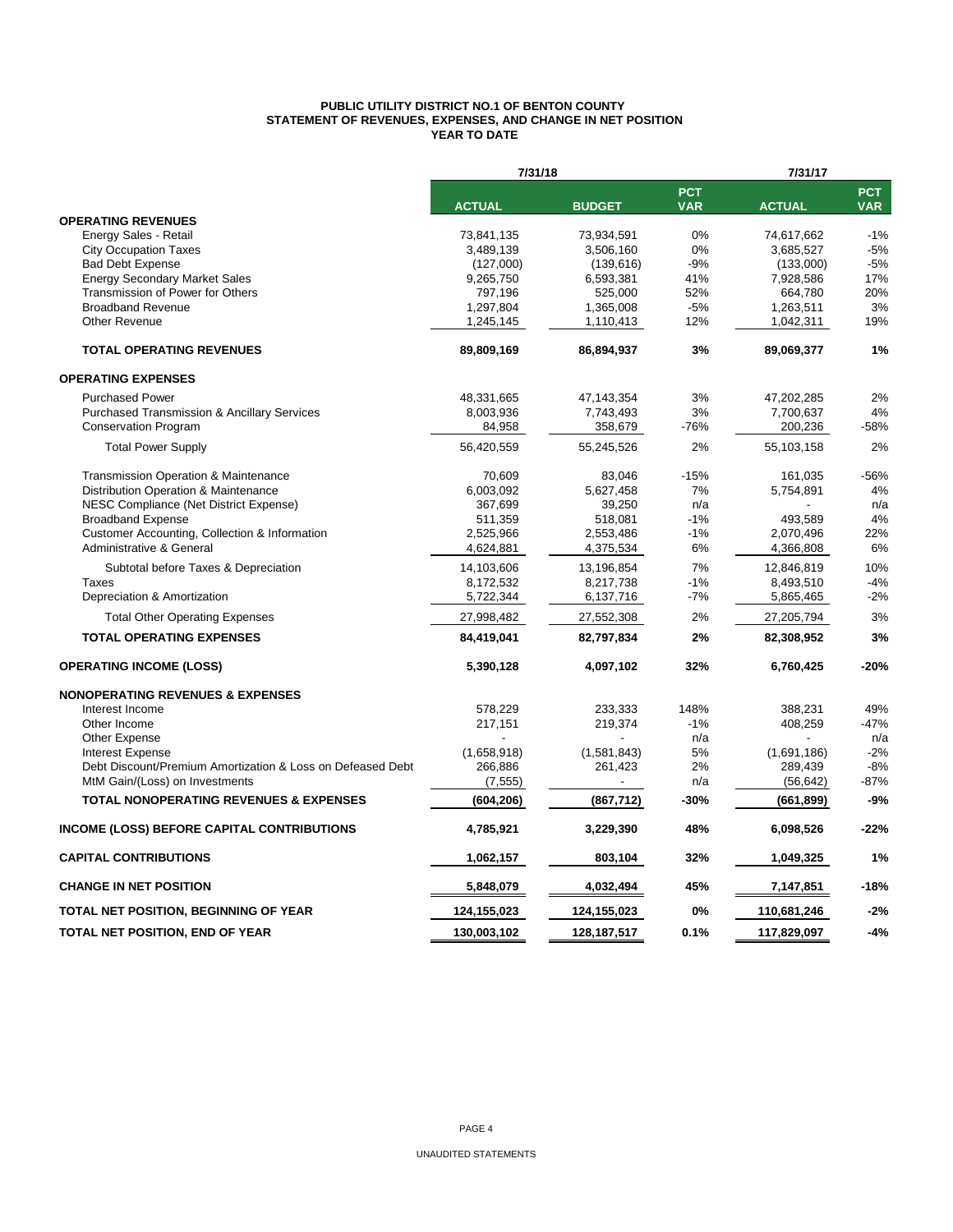**PUBLIC UTILITY DISTRICT NO.1 OF BENTON COUNTY**
**STATEMENT OF REVENUES, EXPENSES, AND CHANGE IN NET POSITION**
**YEAR TO DATE**

| | 7/31/18 | | | 7/31/17 | |
|---|---|---|---|---|---|
| | **ACTUAL** | **BUDGET** | **PCT VAR** | **ACTUAL** | **PCT VAR** |
| **OPERATING REVENUES** | | | | | |
| Energy Sales - Retail | 73,841,135 | 73,934,591 | 0% | 74,617,662 | -1% |
| City Occupation Taxes | 3,489,139 | 3,506,160 | 0% | 3,685,527 | -5% |
| Bad Debt Expense | (127,000) | (139,616) | -9% | (133,000) | -5% |
| Energy Secondary Market Sales | 9,265,750 | 6,593,381 | 41% | 7,928,586 | 17% |
| Transmission of Power for Others | 797,196 | 525,000 | 52% | 664,780 | 20% |
| Broadband Revenue | 1,297,804 | 1,365,008 | -5% | 1,263,511 | 3% |
| Other Revenue | 1,245,145 | 1,110,413 | 12% | 1,042,311 | 19% |
| **TOTAL OPERATING REVENUES** | **89,809,169** | **86,894,937** | **3%** | **89,069,377** | **1%** |
| **OPERATING EXPENSES** | | | | | |
| Purchased Power | 48,331,665 | 47,143,354 | 3% | 47,202,285 | 2% |
| Purchased Transmission & Ancillary Services | 8,003,936 | 7,743,493 | 3% | 7,700,637 | 4% |
| Conservation Program | 84,958 | 358,679 | -76% | 200,236 | -58% |
| Total Power Supply | 56,420,559 | 55,245,526 | 2% | 55,103,158 | 2% |
| Transmission Operation & Maintenance | 70,609 | 83,046 | -15% | 161,035 | -56% |
| Distribution Operation & Maintenance | 6,003,092 | 5,627,458 | 7% | 5,754,891 | 4% |
| NESC Compliance (Net District Expense) | 367,699 | 39,250 | n/a | - | n/a |
| Broadband Expense | 511,359 | 518,081 | -1% | 493,589 | 4% |
| Customer Accounting, Collection & Information | 2,525,966 | 2,553,486 | -1% | 2,070,496 | 22% |
| Administrative & General | 4,624,881 | 4,375,534 | 6% | 4,366,808 | 6% |
| Subtotal before Taxes & Depreciation | 14,103,606 | 13,196,854 | 7% | 12,846,819 | 10% |
| Taxes | 8,172,532 | 8,217,738 | -1% | 8,493,510 | -4% |
| Depreciation & Amortization | 5,722,344 | 6,137,716 | -7% | 5,865,465 | -2% |
| Total Other Operating Expenses | 27,998,482 | 27,552,308 | 2% | 27,205,794 | 3% |
| **TOTAL OPERATING EXPENSES** | **84,419,041** | **82,797,834** | **2%** | **82,308,952** | **3%** |
| **OPERATING INCOME (LOSS)** | **5,390,128** | **4,097,102** | **32%** | **6,760,425** | **-20%** |
| **NONOPERATING REVENUES & EXPENSES** | | | | | |
| Interest Income | 578,229 | 233,333 | 148% | 388,231 | 49% |
| Other Income | 217,151 | 219,374 | -1% | 408,259 | -47% |
| Other Expense | - | - | n/a | - | n/a |
| Interest Expense | (1,658,918) | (1,581,843) | 5% | (1,691,186) | -2% |
| Debt Discount/Premium Amortization & Loss on Defeased Debt | 266,886 | 261,423 | 2% | 289,439 | -8% |
| MtM Gain/(Loss) on Investments | (7,555) | - | n/a | (56,642) | -87% |
| **TOTAL NONOPERATING REVENUES & EXPENSES** | **(604,206)** | **(867,712)** | **-30%** | **(661,899)** | **-9%** |
| **INCOME (LOSS) BEFORE CAPITAL CONTRIBUTIONS** | **4,785,921** | **3,229,390** | **48%** | **6,098,526** | **-22%** |
| **CAPITAL CONTRIBUTIONS** | **1,062,157** | **803,104** | **32%** | **1,049,325** | **1%** |
| **CHANGE IN NET POSITION** | **5,848,079** | **4,032,494** | **45%** | **7,147,851** | **-18%** |
| **TOTAL NET POSITION, BEGINNING OF YEAR** | **124,155,023** | **124,155,023** | **0%** | **110,681,246** | **-2%** |
| **TOTAL NET POSITION, END OF YEAR** | **130,003,102** | **128,187,517** | **0.1%** | **117,829,097** | **-4%** |

UNAUDITED STATEMENTS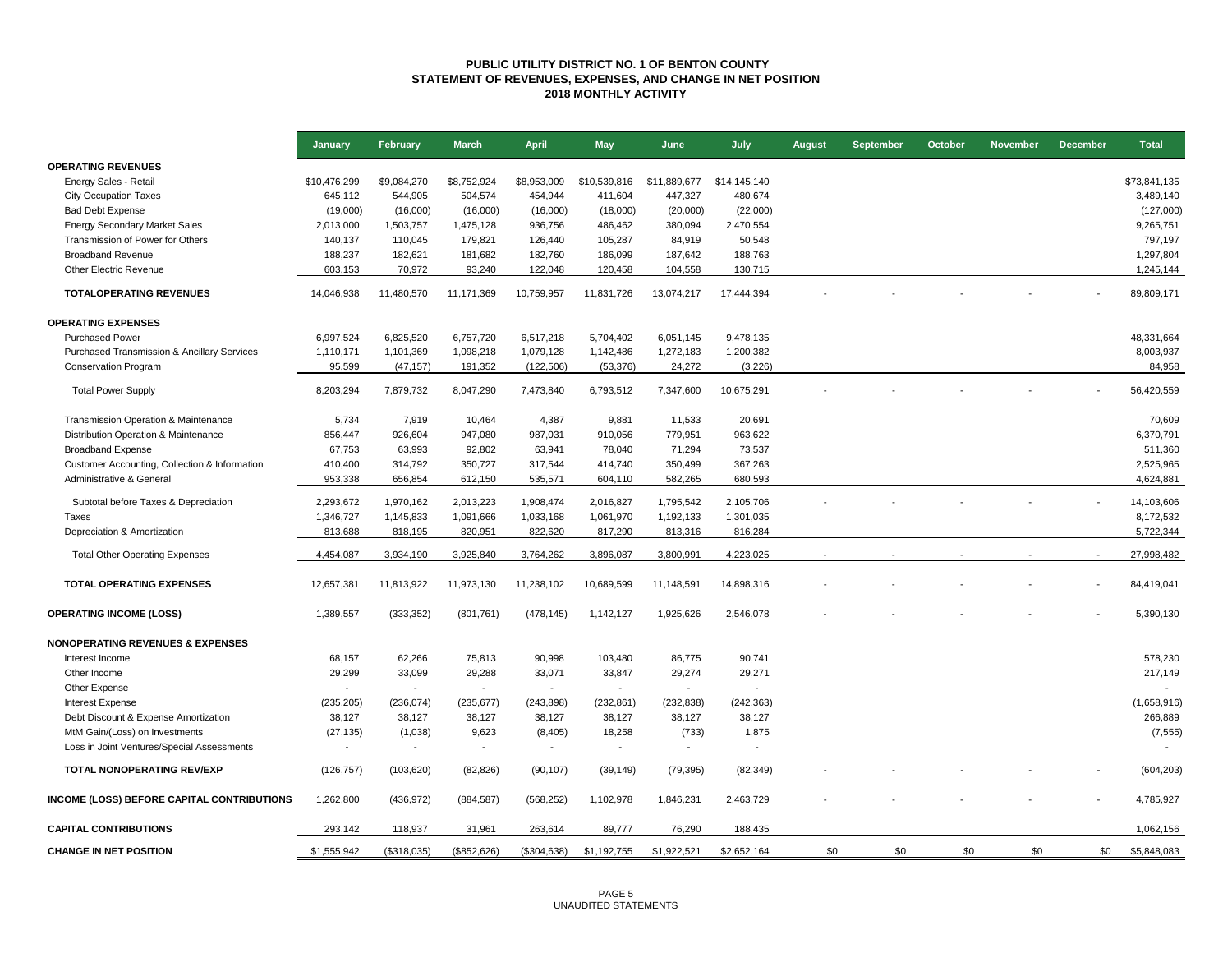# PUBLIC UTILITY DISTRICT NO. 1 OF BENTON COUNTY
## STATEMENT OF REVENUES, EXPENSES, AND CHANGE IN NET POSITION
## 2018 MONTHLY ACTIVITY

| | January | February | March | April | May | June | July | August | September | October | November | December | Total |
|---|---|---|---|---|---|---|---|---|---|---|---|---|---|
| **OPERATING REVENUES** | | | | | | | | | | | | | |
| Energy Sales - Retail | $10,476,299 | $9,084,270 | $8,752,924 | $8,953,009 | $10,539,816 | $11,889,677 | $14,145,140 | | | | | | $73,841,135 |
| City Occupation Taxes | 645,112 | 544,905 | 504,574 | 454,944 | 411,604 | 447,327 | 480,674 | | | | | | 3,489,140 |
| Bad Debt Expense | (19,000) | (16,000) | (16,000) | (16,000) | (18,000) | (20,000) | (22,000) | | | | | | (127,000) |
| Energy Secondary Market Sales | 2,013,000 | 1,503,757 | 1,475,128 | 936,756 | 486,462 | 380,094 | 2,470,554 | | | | | | 9,265,751 |
| Transmission of Power for Others | 140,137 | 110,045 | 179,821 | 126,440 | 105,287 | 84,919 | 50,548 | | | | | | 797,197 |
| Broadband Revenue | 188,237 | 182,621 | 181,682 | 182,760 | 186,099 | 187,642 | 188,763 | | | | | | 1,297,804 |
| Other Electric Revenue | 603,153 | 70,972 | 93,240 | 122,048 | 120,458 | 104,558 | 130,715 | | | | | | 1,245,144 |
| **TOTALOPERATING REVENUES** | 14,046,938 | 11,480,570 | 11,171,369 | 10,759,957 | 11,831,726 | 13,074,217 | 17,444,394 | - | - | - | - | - | 89,809,171 |
| **OPERATING EXPENSES** | | | | | | | | | | | | | |
| Purchased Power | 6,997,524 | 6,825,520 | 6,757,720 | 6,517,218 | 5,704,402 | 6,051,145 | 9,478,135 | | | | | | 48,331,664 |
| Purchased Transmission & Ancillary Services | 1,110,171 | 1,101,369 | 1,098,218 | 1,079,128 | 1,142,486 | 1,272,183 | 1,200,382 | | | | | | 8,003,937 |
| Conservation Program | 95,599 | (47,157) | 191,352 | (122,506) | (53,376) | 24,272 | (3,226) | | | | | | 84,958 |
| Total Power Supply | 8,203,294 | 7,879,732 | 8,047,290 | 7,473,840 | 6,793,512 | 7,347,600 | 10,675,291 | - | - | - | - | - | 56,420,559 |
| Transmission Operation & Maintenance | 5,734 | 7,919 | 10,464 | 4,387 | 9,881 | 11,533 | 20,691 | | | | | | 70,609 |
| Distribution Operation & Maintenance | 856,447 | 926,604 | 947,080 | 987,031 | 910,056 | 779,951 | 963,622 | | | | | | 6,370,791 |
| Broadband Expense | 67,753 | 63,993 | 92,802 | 63,941 | 78,040 | 71,294 | 73,537 | | | | | | 511,360 |
| Customer Accounting, Collection & Information | 410,400 | 314,792 | 350,727 | 317,544 | 414,740 | 350,499 | 367,263 | | | | | | 2,525,965 |
| Administrative & General | 953,338 | 656,854 | 612,150 | 535,571 | 604,110 | 582,265 | 680,593 | | | | | | 4,624,881 |
| Subtotal before Taxes & Depreciation | 2,293,672 | 1,970,162 | 2,013,223 | 1,908,474 | 2,016,827 | 1,795,542 | 2,105,706 | - | - | - | - | - | 14,103,606 |
| Taxes | 1,346,727 | 1,145,833 | 1,091,666 | 1,033,168 | 1,061,970 | 1,192,133 | 1,301,035 | | | | | | 8,172,532 |
| Depreciation & Amortization | 813,688 | 818,195 | 820,951 | 822,620 | 817,290 | 813,316 | 816,284 | | | | | | 5,722,344 |
| Total Other Operating Expenses | 4,454,087 | 3,934,190 | 3,925,840 | 3,764,262 | 3,896,087 | 3,800,991 | 4,223,025 | - | - | - | - | - | 27,998,482 |
| **TOTAL OPERATING EXPENSES** | 12,657,381 | 11,813,922 | 11,973,130 | 11,238,102 | 10,689,599 | 11,148,591 | 14,898,316 | - | - | - | - | - | 84,419,041 |
| **OPERATING INCOME (LOSS)** | 1,389,557 | (333,352) | (801,761) | (478,145) | 1,142,127 | 1,925,626 | 2,546,078 | - | - | - | - | - | 5,390,130 |
| **NONOPERATING REVENUES & EXPENSES** | | | | | | | | | | | | | |
| Interest Income | 68,157 | 62,266 | 75,813 | 90,998 | 103,480 | 86,775 | 90,741 | | | | | | 578,230 |
| Other Income | 29,299 | 33,099 | 29,288 | 33,071 | 33,847 | 29,274 | 29,271 | | | | | | 217,149 |
| Other Expense | - | - | - | - | - | - | - | | | | | | - |
| Interest Expense | (235,205) | (236,074) | (235,677) | (243,898) | (232,861) | (232,838) | (242,363) | | | | | | (1,658,916) |
| Debt Discount & Expense Amortization | 38,127 | 38,127 | 38,127 | 38,127 | 38,127 | 38,127 | 38,127 | | | | | | 266,889 |
| MtM Gain/(Loss) on Investments | (27,135) | (1,038) | 9,623 | (8,405) | 18,258 | (733) | 1,875 | | | | | | (7,555) |
| Loss in Joint Ventures/Special Assessments | - | - | - | - | - | - | - | | | | | | - |
| **TOTAL NONOPERATING REV/EXP** | (126,757) | (103,620) | (82,826) | (90,107) | (39,149) | (79,395) | (82,349) | - | - | - | - | - | (604,203) |
| **INCOME (LOSS) BEFORE CAPITAL CONTRIBUTIONS** | 1,262,800 | (436,972) | (884,587) | (568,252) | 1,102,978 | 1,846,231 | 2,463,729 | - | - | - | - | - | 4,785,927 |
| **CAPITAL CONTRIBUTIONS** | 293,142 | 118,937 | 31,961 | 263,614 | 89,777 | 76,290 | 188,435 | | | | | | 1,062,156 |
| **CHANGE IN NET POSITION** | $1,555,942 | ($318,035) | ($852,626) | ($304,638) | $1,192,755 | $1,922,521 | $2,652,164 | $0 | $0 | $0 | $0 | $0 | $5,848,083 |

UNAUDITED STATEMENTS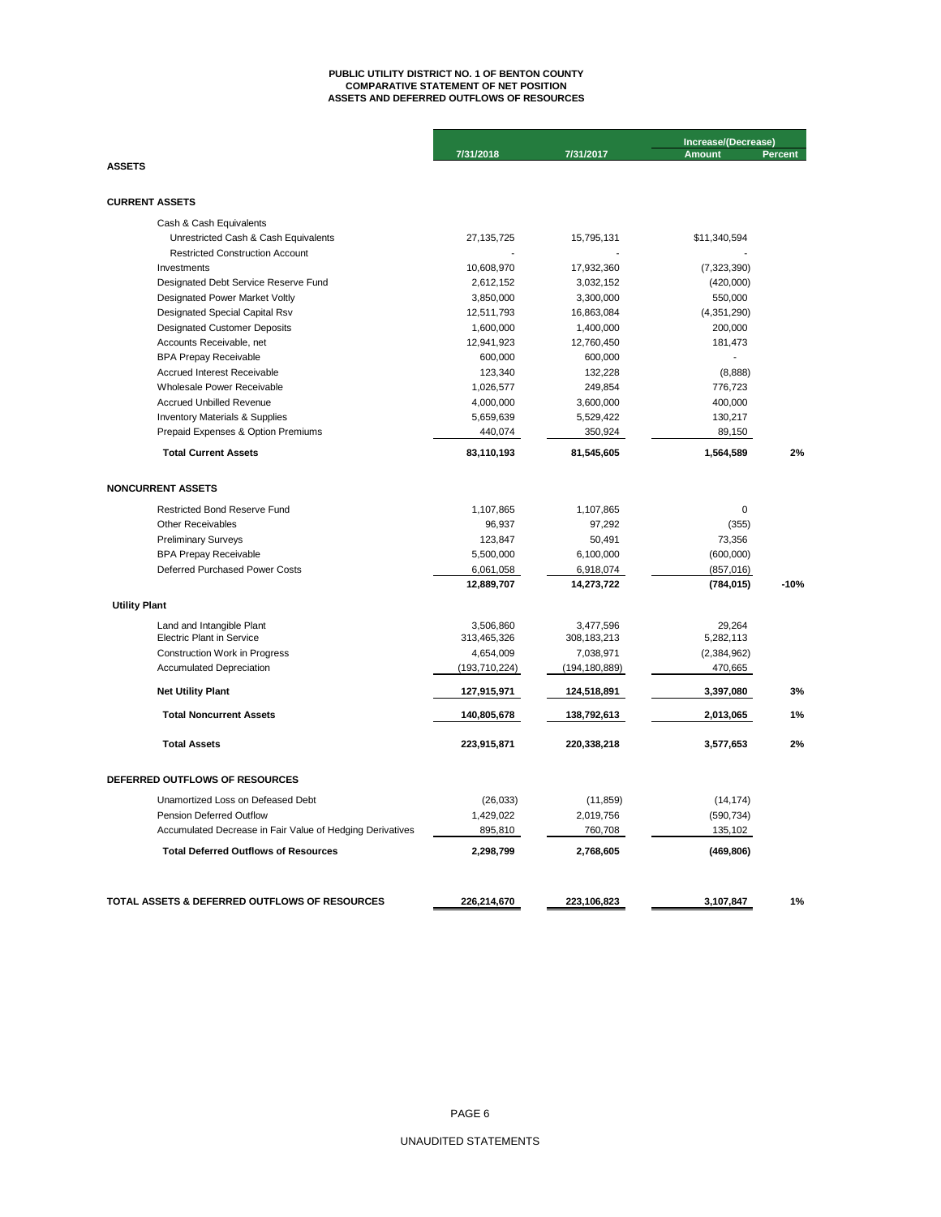# PUBLIC UTILITY DISTRICT NO. 1 OF BENTON COUNTY
## COMPARATIVE STATEMENT OF NET POSITION
## ASSETS AND DEFERRED OUTFLOWS OF RESOURCES

| | 7/31/2018 | 7/31/2017 | Increase/(Decrease) Amount | Percent |
|---|---|---|---|---|
| **ASSETS** | | | | |
| **CURRENT ASSETS** | | | | |
| Cash & Cash Equivalents | | | | |
| Unrestricted Cash & Cash Equivalents | 27,135,725 | 15,795,131 | $11,340,594 | |
| Restricted Construction Account | - | - | - | |
| Investments | 10,608,970 | 17,932,360 | (7,323,390) | |
| Designated Debt Service Reserve Fund | 2,612,152 | 3,032,152 | (420,000) | |
| Designated Power Market Voltly | 3,850,000 | 3,300,000 | 550,000 | |
| Designated Special Capital Rsv | 12,511,793 | 16,863,084 | (4,351,290) | |
| Designated Customer Deposits | 1,600,000 | 1,400,000 | 200,000 | |
| Accounts Receivable, net | 12,941,923 | 12,760,450 | 181,473 | |
| BPA Prepay Receivable | 600,000 | 600,000 | - | |
| Accrued Interest Receivable | 123,340 | 132,228 | (8,888) | |
| Wholesale Power Receivable | 1,026,577 | 249,854 | 776,723 | |
| Accrued Unbilled Revenue | 4,000,000 | 3,600,000 | 400,000 | |
| Inventory Materials & Supplies | 5,659,639 | 5,529,422 | 130,217 | |
| Prepaid Expenses & Option Premiums | 440,074 | 350,924 | 89,150 | |
| **Total Current Assets** | **83,110,193** | **81,545,605** | **1,564,589** | **2%** |
| **NONCURRENT ASSETS** | | | | |
| Restricted Bond Reserve Fund | 1,107,865 | 1,107,865 | 0 | |
| Other Receivables | 96,937 | 97,292 | (355) | |
| Preliminary Surveys | 123,847 | 50,491 | 73,356 | |
| BPA Prepay Receivable | 5,500,000 | 6,100,000 | (600,000) | |
| Deferred Purchased Power Costs | 6,061,058 | 6,918,074 | (857,016) | |
| | **12,889,707** | **14,273,722** | **(784,015)** | **-10%** |
| **Utility Plant** | | | | |
| Land and Intangible Plant | 3,506,860 | 3,477,596 | 29,264 | |
| Electric Plant in Service | 313,465,326 | 308,183,213 | 5,282,113 | |
| Construction Work in Progress | 4,654,009 | 7,038,971 | (2,384,962) | |
| Accumulated Depreciation | (193,710,224) | (194,180,889) | 470,665 | |
| **Net Utility Plant** | **127,915,971** | **124,518,891** | **3,397,080** | **3%** |
| **Total Noncurrent Assets** | **140,805,678** | **138,792,613** | **2,013,065** | **1%** |
| **Total Assets** | **223,915,871** | **220,338,218** | **3,577,653** | **2%** |
| **DEFERRED OUTFLOWS OF RESOURCES** | | | | |
| Unamortized Loss on Defeased Debt | (26,033) | (11,859) | (14,174) | |
| Pension Deferred Outflow | 1,429,022 | 2,019,756 | (590,734) | |
| Accumulated Decrease in Fair Value of Hedging Derivatives | 895,810 | 760,708 | 135,102 | |
| **Total Deferred Outflows of Resources** | **2,298,799** | **2,768,605** | **(469,806)** | |
| **TOTAL ASSETS & DEFERRED OUTFLOWS OF RESOURCES** | **226,214,670** | **223,106,823** | **3,107,847** | **1%** |

UNAUDITED STATEMENTS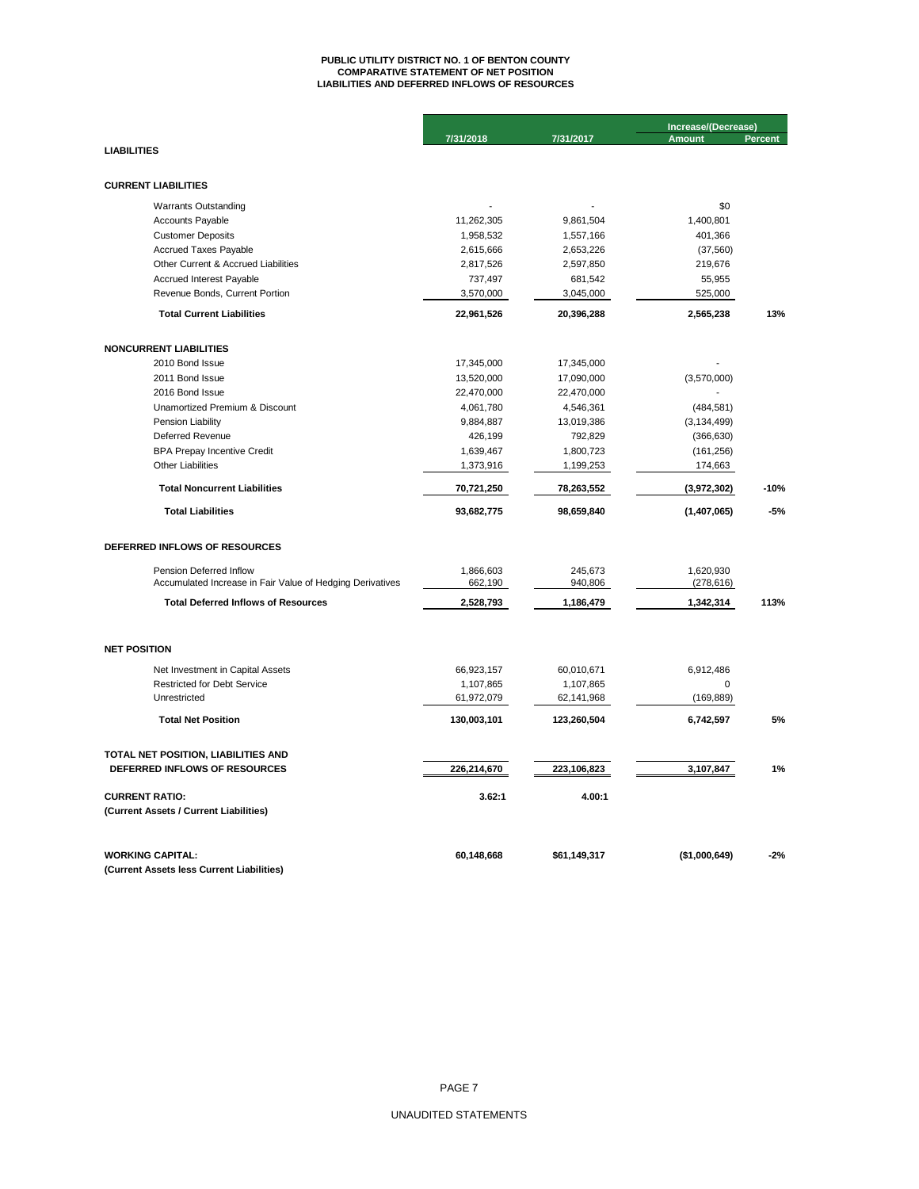# PUBLIC UTILITY DISTRICT NO. 1 OF BENTON COUNTY
## COMPARATIVE STATEMENT OF NET POSITION
## LIABILITIES AND DEFERRED INFLOWS OF RESOURCES

| | 7/31/2018 | 7/31/2017 | Increase/(Decrease) Amount | Percent |
|---|---|---|---|---|
| **LIABILITIES** | | | | |
| | | | | |
| **CURRENT LIABILITIES** | | | | |
| Warrants Outstanding | - | - | $0 | |
| Accounts Payable | 11,262,305 | 9,861,504 | 1,400,801 | |
| Customer Deposits | 1,958,532 | 1,557,166 | 401,366 | |
| Accrued Taxes Payable | 2,615,666 | 2,653,226 | (37,560) | |
| Other Current & Accrued Liabilities | 2,817,526 | 2,597,850 | 219,676 | |
| Accrued Interest Payable | 737,497 | 681,542 | 55,955 | |
| Revenue Bonds, Current Portion | 3,570,000 | 3,045,000 | 525,000 | |
| **Total Current Liabilities** | **22,961,526** | **20,396,288** | **2,565,238** | **13%** |
| | | | | |
| **NONCURRENT LIABILITIES** | | | | |
| 2010 Bond Issue | 17,345,000 | 17,345,000 | - | |
| 2011 Bond Issue | 13,520,000 | 17,090,000 | (3,570,000) | |
| 2016 Bond Issue | 22,470,000 | 22,470,000 | - | |
| Unamortized Premium & Discount | 4,061,780 | 4,546,361 | (484,581) | |
| Pension Liability | 9,884,887 | 13,019,386 | (3,134,499) | |
| Deferred Revenue | 426,199 | 792,829 | (366,630) | |
| BPA Prepay Incentive Credit | 1,639,467 | 1,800,723 | (161,256) | |
| Other Liabilities | 1,373,916 | 1,199,253 | 174,663 | |
| **Total Noncurrent Liabilities** | **70,721,250** | **78,263,552** | **(3,972,302)** | **-10%** |
| **Total Liabilities** | **93,682,775** | **98,659,840** | **(1,407,065)** | **-5%** |
| | | | | |
| **DEFERRED INFLOWS OF RESOURCES** | | | | |
| Pension Deferred Inflow | 1,866,603 | 245,673 | 1,620,930 | |
| Accumulated Increase in Fair Value of Hedging Derivatives | 662,190 | 940,806 | (278,616) | |
| **Total Deferred Inflows of Resources** | **2,528,793** | **1,186,479** | **1,342,314** | **113%** |
| | | | | |
| **NET POSITION** | | | | |
| Net Investment in Capital Assets | 66,923,157 | 60,010,671 | 6,912,486 | |
| Restricted for Debt Service | 1,107,865 | 1,107,865 | 0 | |
| Unrestricted | 61,972,079 | 62,141,968 | (169,889) | |
| **Total Net Position** | **130,003,101** | **123,260,504** | **6,742,597** | **5%** |
| | | | | |
| **TOTAL NET POSITION, LIABILITIES AND DEFERRED INFLOWS OF RESOURCES** | **226,214,670** | **223,106,823** | **3,107,847** | **1%** |
| | | | | |
| **CURRENT RATIO:** (Current Assets / Current Liabilities) | **3.62:1** | **4.00:1** | | |
| | | | | |
| **WORKING CAPITAL:** (Current Assets less Current Liabilities) | **60,148,668** | **$61,149,317** | **($1,000,649)** | **-2%** |

UNAUDITED STATEMENTS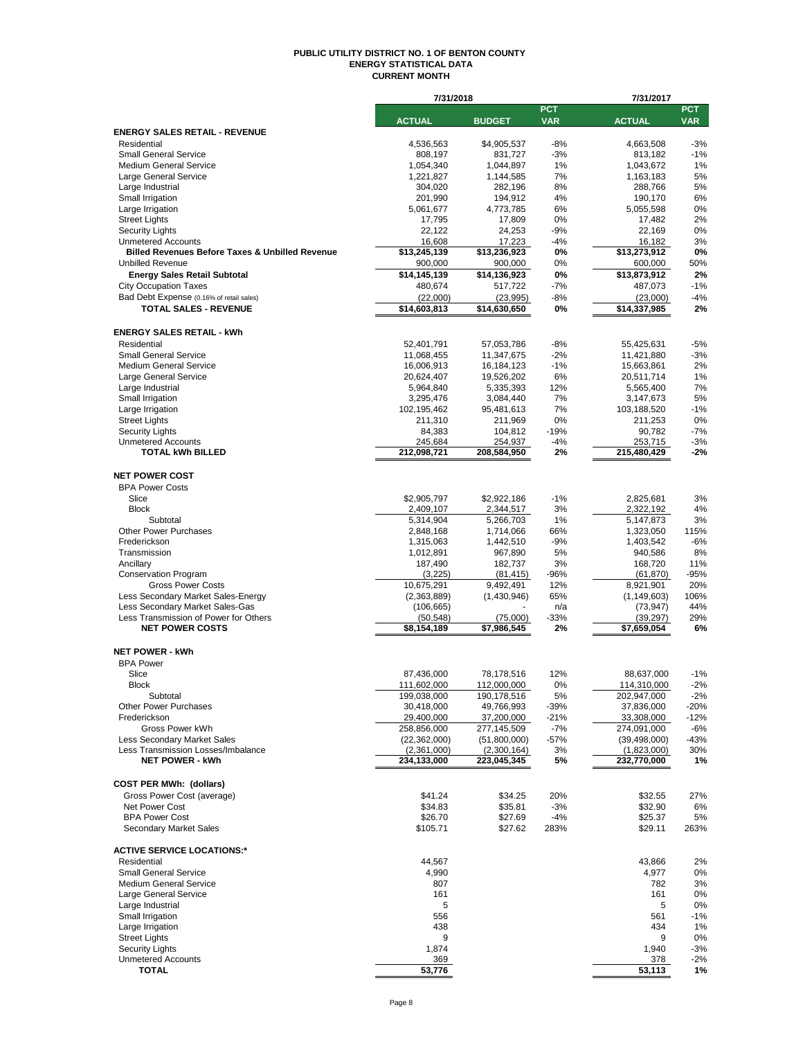# PUBLIC UTILITY DISTRICT NO. 1 OF BENTON COUNTY
## ENERGY STATISTICAL DATA
### CURRENT MONTH

| | 7/31/2018 | | | 7/31/2017 | |
|---|---|---|---|---|---|
| | ACTUAL | BUDGET | PCT VAR | ACTUAL | PCT VAR |
| **ENERGY SALES RETAIL - REVENUE** | | | | | |
| Residential | 4,536,563 | $4,905,537 | -8% | 4,663,508 | -3% |
| Small General Service | 808,197 | 831,727 | -3% | 813,182 | -1% |
| Medium General Service | 1,054,340 | 1,044,897 | 1% | 1,043,672 | 1% |
| Large General Service | 1,221,827 | 1,144,585 | 7% | 1,163,183 | 5% |
| Large Industrial | 304,020 | 282,196 | 8% | 288,766 | 5% |
| Small Irrigation | 201,990 | 194,912 | 4% | 190,170 | 6% |
| Large Irrigation | 5,061,677 | 4,773,785 | 6% | 5,055,598 | 0% |
| Street Lights | 17,795 | 17,809 | 0% | 17,482 | 2% |
| Security Lights | 22,122 | 24,253 | -9% | 22,169 | 0% |
| Unmetered Accounts | 16,608 | 17,223 | -4% | 16,182 | 3% |
| **Billed Revenues Before Taxes & Unbilled Revenue** | **$13,245,139** | **$13,236,923** | **0%** | **$13,273,912** | **0%** |
| Unbilled Revenue | 900,000 | 900,000 | 0% | 600,000 | 50% |
| **Energy Sales Retail Subtotal** | **$14,145,139** | **$14,136,923** | **0%** | **$13,873,912** | **2%** |
| City Occupation Taxes | 480,674 | 517,722 | -7% | 487,073 | -1% |
| Bad Debt Expense (0.16% of retail sales) | (22,000) | (23,995) | -8% | (23,000) | -4% |
| **TOTAL SALES - REVENUE** | **$14,603,813** | **$14,630,650** | **0%** | **$14,337,985** | **2%** |
| **ENERGY SALES RETAIL - kWh** | | | | | |
| Residential | 52,401,791 | 57,053,786 | -8% | 55,425,631 | -5% |
| Small General Service | 11,068,455 | 11,347,675 | -2% | 11,421,880 | -3% |
| Medium General Service | 16,006,913 | 16,184,123 | -1% | 15,663,861 | 2% |
| Large General Service | 20,624,407 | 19,526,202 | 6% | 20,511,714 | 1% |
| Large Industrial | 5,964,840 | 5,335,393 | 12% | 5,565,400 | 7% |
| Small Irrigation | 3,295,476 | 3,084,440 | 7% | 3,147,673 | 5% |
| Large Irrigation | 102,195,462 | 95,481,613 | 7% | 103,188,520 | -1% |
| Street Lights | 211,310 | 211,969 | 0% | 211,253 | 0% |
| Security Lights | 84,383 | 104,812 | -19% | 90,782 | -7% |
| Unmetered Accounts | 245,684 | 254,937 | -4% | 253,715 | -3% |
| **TOTAL kWh BILLED** | **212,098,721** | **208,584,950** | **2%** | **215,480,429** | **-2%** |
| **NET POWER COST** | | | | | |
| BPA Power Costs | | | | | |
| Slice | $2,905,797 | $2,922,186 | -1% | 2,825,681 | 3% |
| Block | 2,409,107 | 2,344,517 | 3% | 2,322,192 | 4% |
| Subtotal | 5,314,904 | 5,266,703 | 1% | 5,147,873 | 3% |
| Other Power Purchases | 2,848,168 | 1,714,066 | 66% | 1,323,050 | 115% |
| Frederickson | 1,315,063 | 1,442,510 | -9% | 1,403,542 | -6% |
| Transmission | 1,012,891 | 967,890 | 5% | 940,586 | 8% |
| Ancillary | 187,490 | 182,737 | 3% | 168,720 | 11% |
| Conservation Program | (3,225) | (81,415) | -96% | (61,870) | -95% |
| Gross Power Costs | 10,675,291 | 9,492,491 | 12% | 8,921,901 | 20% |
| Less Secondary Market Sales-Energy | (2,363,889) | (1,430,946) | 65% | (1,149,603) | 106% |
| Less Secondary Market Sales-Gas | (106,665) | - | n/a | (73,947) | 44% |
| Less Transmission of Power for Others | (50,548) | (75,000) | -33% | (39,297) | 29% |
| **NET POWER COSTS** | **$8,154,189** | **$7,986,545** | **2%** | **$7,659,054** | **6%** |
| **NET POWER - kWh** | | | | | |
| BPA Power | | | | | |
| Slice | 87,436,000 | 78,178,516 | 12% | 88,637,000 | -1% |
| Block | 111,602,000 | 112,000,000 | 0% | 114,310,000 | -2% |
| Subtotal | 199,038,000 | 190,178,516 | 5% | 202,947,000 | -2% |
| Other Power Purchases | 30,418,000 | 49,766,993 | -39% | 37,836,000 | -20% |
| Frederickson | 29,400,000 | 37,200,000 | -21% | 33,308,000 | -12% |
| Gross Power kWh | 258,856,000 | 277,145,509 | -7% | 274,091,000 | -6% |
| Less Secondary Market Sales | (22,362,000) | (51,800,000) | -57% | (39,498,000) | -43% |
| Less Transmission Losses/Imbalance | (2,361,000) | (2,300,164) | 3% | (1,823,000) | 30% |
| **NET POWER - kWh** | **234,133,000** | **223,045,345** | **5%** | **232,770,000** | **1%** |
| **COST PER MWh: (dollars)** | | | | | |
| Gross Power Cost (average) | $41.24 | $34.25 | 20% | $32.55 | 27% |
| Net Power Cost | $34.83 | $35.81 | -3% | $32.90 | 6% |
| BPA Power Cost | $26.70 | $27.69 | -4% | $25.37 | 5% |
| Secondary Market Sales | $105.71 | $27.62 | 283% | $29.11 | 263% |
| **ACTIVE SERVICE LOCATIONS:*** | | | | | |
| Residential | 44,567 | | | 43,866 | 2% |
| Small General Service | 4,990 | | | 4,977 | 0% |
| Medium General Service | 807 | | | 782 | 3% |
| Large General Service | 161 | | | 161 | 0% |
| Large Industrial | 5 | | | 5 | 0% |
| Small Irrigation | 556 | | | 561 | -1% |
| Large Irrigation | 438 | | | 434 | 1% |
| Street Lights | 9 | | | 9 | 0% |
| Security Lights | 1,874 | | | 1,940 | -3% |
| Unmetered Accounts | 369 | | | 378 | -2% |
| **TOTAL** | **53,776** | | | **53,113** | **1%** |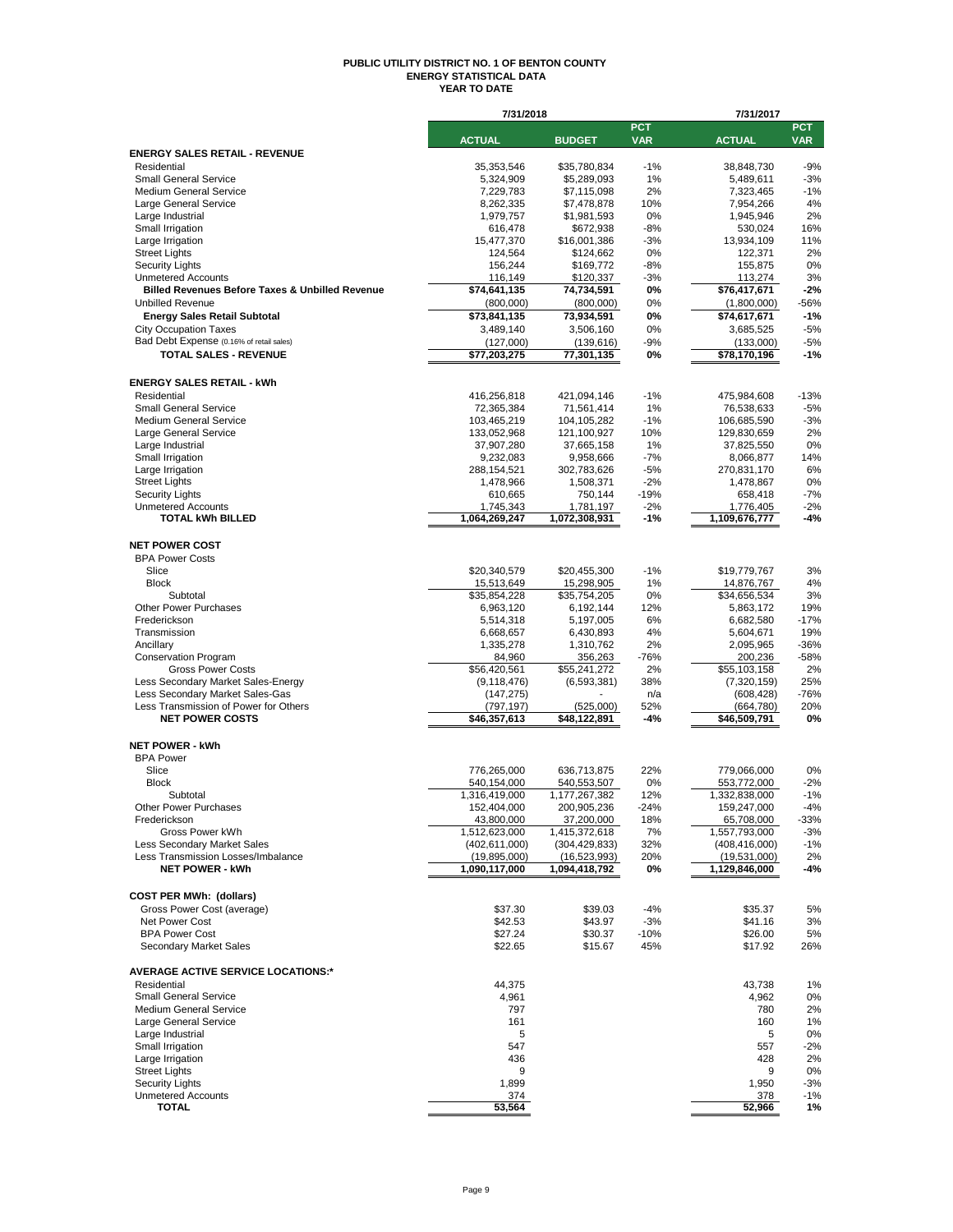# PUBLIC UTILITY DISTRICT NO. 1 OF BENTON COUNTY
## ENERGY STATISTICAL DATA
### YEAR TO DATE

| | 7/31/2018 | | | 7/31/2017 | |
|---|---|---|---|---|---|
| | **ACTUAL** | **BUDGET** | **PCT VAR** | **ACTUAL** | **PCT VAR** |
| **ENERGY SALES RETAIL - REVENUE** | | | | | |
| Residential | 35,353,546 | $35,780,834 | -1% | 38,848,730 | -9% |
| Small General Service | 5,324,909 | $5,289,093 | 1% | 5,489,611 | -3% |
| Medium General Service | 7,229,783 | $7,115,098 | 2% | 7,323,465 | -1% |
| Large General Service | 8,262,335 | $7,478,878 | 10% | 7,954,266 | 4% |
| Large Industrial | 1,979,757 | $1,981,593 | 0% | 1,945,946 | 2% |
| Small Irrigation | 616,478 | $672,938 | -8% | 530,024 | 16% |
| Large Irrigation | 15,477,370 | $16,001,386 | -3% | 13,934,109 | 11% |
| Street Lights | 124,564 | $124,662 | 0% | 122,371 | 2% |
| Security Lights | 156,244 | $169,772 | -8% | 155,875 | 0% |
| Unmetered Accounts | 116,149 | $120,337 | -3% | 113,274 | 3% |
| **Billed Revenues Before Taxes & Unbilled Revenue** | **$74,641,135** | **74,734,591** | **0%** | **$76,417,671** | **-2%** |
| Unbilled Revenue | (800,000) | (800,000) | 0% | (1,800,000) | -56% |
| **Energy Sales Retail Subtotal** | **$73,841,135** | **73,934,591** | **0%** | **$74,617,671** | **-1%** |
| City Occupation Taxes | 3,489,140 | 3,506,160 | 0% | 3,685,525 | -5% |
| Bad Debt Expense (0.16% of retail sales) | (127,000) | (139,616) | -9% | (133,000) | -5% |
| **TOTAL SALES - REVENUE** | **$77,203,275** | **77,301,135** | **0%** | **$78,170,196** | **-1%** |
| | | | | | |
| **ENERGY SALES RETAIL - kWh** | | | | | |
| Residential | 416,256,818 | 421,094,146 | -1% | 475,984,608 | -13% |
| Small General Service | 72,365,384 | 71,561,414 | 1% | 76,538,633 | -5% |
| Medium General Service | 103,465,219 | 104,105,282 | -1% | 106,685,590 | -3% |
| Large General Service | 133,052,968 | 121,100,927 | 10% | 129,830,659 | 2% |
| Large Industrial | 37,907,280 | 37,665,158 | 1% | 37,825,550 | 0% |
| Small Irrigation | 9,232,083 | 9,958,666 | -7% | 8,066,877 | 14% |
| Large Irrigation | 288,154,521 | 302,783,626 | -5% | 270,831,170 | 6% |
| Street Lights | 1,478,966 | 1,508,371 | -2% | 1,478,867 | 0% |
| Security Lights | 610,665 | 750,144 | -19% | 658,418 | -7% |
| Unmetered Accounts | 1,745,343 | 1,781,197 | -2% | 1,776,405 | -2% |
| **TOTAL kWh BILLED** | **1,064,269,247** | **1,072,308,931** | **-1%** | **1,109,676,777** | **-4%** |
| | | | | | |
| **NET POWER COST** | | | | | |
| BPA Power Costs | | | | | |
| Slice | $20,340,579 | $20,455,300 | -1% | $19,779,767 | 3% |
| Block | 15,513,649 | 15,298,905 | 1% | 14,876,767 | 4% |
| Subtotal | $35,854,228 | $35,754,205 | 0% | $34,656,534 | 3% |
| Other Power Purchases | 6,963,120 | 6,192,144 | 12% | 5,863,172 | 19% |
| Frederickson | 5,514,318 | 5,197,005 | 6% | 6,682,580 | -17% |
| Transmission | 6,668,657 | 6,430,893 | 4% | 5,604,671 | 19% |
| Ancillary | 1,335,278 | 1,310,762 | 2% | 2,095,965 | -36% |
| Conservation Program | 84,960 | 356,263 | -76% | 200,236 | -58% |
| Gross Power Costs | $56,420,561 | $55,241,272 | 2% | $55,103,158 | 2% |
| Less Secondary Market Sales-Energy | (9,118,476) | (6,593,381) | 38% | (7,320,159) | 25% |
| Less Secondary Market Sales-Gas | (147,275) | - | n/a | (608,428) | -76% |
| Less Transmission of Power for Others | (797,197) | (525,000) | 52% | (664,780) | 20% |
| **NET POWER COSTS** | **$46,357,613** | **$48,122,891** | **-4%** | **$46,509,791** | **0%** |
| | | | | | |
| **NET POWER - kWh** | | | | | |
| BPA Power | | | | | |
| Slice | 776,265,000 | 636,713,875 | 22% | 779,066,000 | 0% |
| Block | 540,154,000 | 540,553,507 | 0% | 553,772,000 | -2% |
| Subtotal | 1,316,419,000 | 1,177,267,382 | 12% | 1,332,838,000 | -1% |
| Other Power Purchases | 152,404,000 | 200,905,236 | -24% | 159,247,000 | -4% |
| Frederickson | 43,800,000 | 37,200,000 | 18% | 65,708,000 | -33% |
| Gross Power kWh | 1,512,623,000 | 1,415,372,618 | 7% | 1,557,793,000 | -3% |
| Less Secondary Market Sales | (402,611,000) | (304,429,833) | 32% | (408,416,000) | -1% |
| Less Transmission Losses/Imbalance | (19,895,000) | (16,523,993) | 20% | (19,531,000) | 2% |
| **NET POWER - kWh** | **1,090,117,000** | **1,094,418,792** | **0%** | **1,129,846,000** | **-4%** |
| | | | | | |
| **COST PER MWh: (dollars)** | | | | | |
| Gross Power Cost (average) | $37.30 | $39.03 | -4% | $35.37 | 5% |
| Net Power Cost | $42.53 | $43.97 | -3% | $41.16 | 3% |
| BPA Power Cost | $27.24 | $30.37 | -10% | $26.00 | 5% |
| Secondary Market Sales | $22.65 | $15.67 | 45% | $17.92 | 26% |
| | | | | | |
| **AVERAGE ACTIVE SERVICE LOCATIONS:*** | | | | | |
| Residential | 44,375 | | | 43,738 | 1% |
| Small General Service | 4,961 | | | 4,962 | 0% |
| Medium General Service | 797 | | | 780 | 2% |
| Large General Service | 161 | | | 160 | 1% |
| Large Industrial | 5 | | | 5 | 0% |
| Small Irrigation | 547 | | | 557 | -2% |
| Large Irrigation | 436 | | | 428 | 2% |
| Street Lights | 9 | | | 9 | 0% |
| Security Lights | 1,899 | | | 1,950 | -3% |
| Unmetered Accounts | 374 | | | 378 | -1% |
| **TOTAL** | **53,564** | | | **52,966** | **1%** |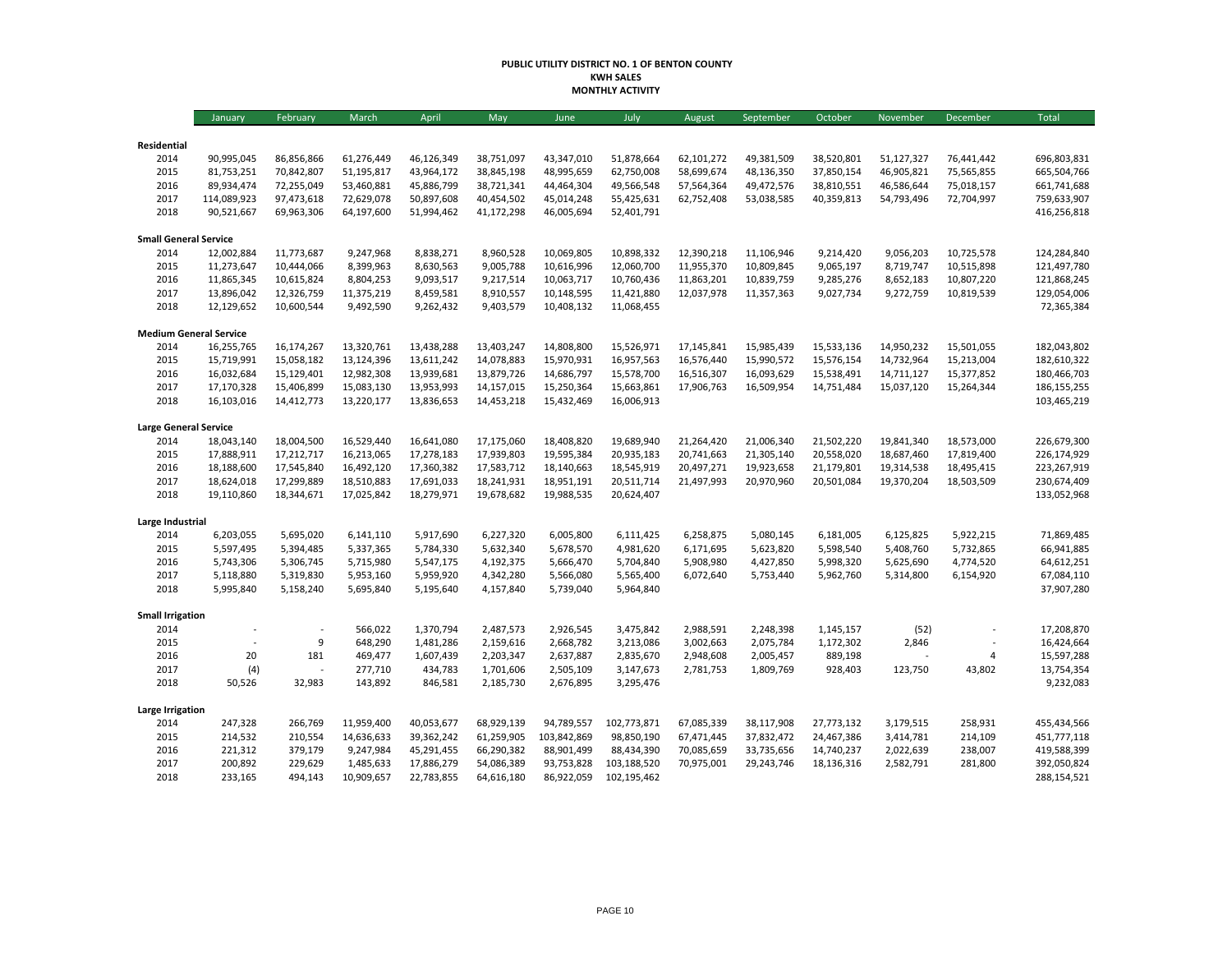**PUBLIC UTILITY DISTRICT NO. 1 OF BENTON COUNTY**
**KWH SALES**
**MONTHLY ACTIVITY**

| | January | February | March | April | May | June | July | August | September | October | November | December | Total |
|---|---|---|---|---|---|---|---|---|---|---|---|---|---|
| **Residential** | | | | | | | | | | | | | |
| 2014 | 90,995,045 | 86,856,866 | 61,276,449 | 46,126,349 | 38,751,097 | 43,347,010 | 51,878,664 | 62,101,272 | 49,381,509 | 38,520,801 | 51,127,327 | 76,441,442 | 696,803,831 |
| 2015 | 81,753,251 | 70,842,807 | 51,195,817 | 43,964,172 | 38,845,198 | 48,995,659 | 62,750,008 | 58,699,674 | 48,136,350 | 37,850,154 | 46,905,821 | 75,565,855 | 665,504,766 |
| 2016 | 89,934,474 | 72,255,049 | 53,460,881 | 45,886,799 | 38,721,341 | 44,464,304 | 49,566,548 | 57,564,364 | 49,472,576 | 38,810,551 | 46,586,644 | 75,018,157 | 661,741,688 |
| 2017 | 114,089,923 | 97,473,618 | 72,629,078 | 50,897,608 | 40,454,502 | 45,014,248 | 55,425,631 | 62,752,408 | 53,038,585 | 40,359,813 | 54,793,496 | 72,704,997 | 759,633,907 |
| 2018 | 90,521,667 | 69,963,306 | 64,197,600 | 51,994,462 | 41,172,298 | 46,005,694 | 52,401,791 | | | | | | 416,256,818 |
| **Small General Service** | | | | | | | | | | | | | |
| 2014 | 12,002,884 | 11,773,687 | 9,247,968 | 8,838,271 | 8,960,528 | 10,069,805 | 10,898,332 | 12,390,218 | 11,106,946 | 9,214,420 | 9,056,203 | 10,725,578 | 124,284,840 |
| 2015 | 11,273,647 | 10,444,066 | 8,399,963 | 8,630,563 | 9,005,788 | 10,616,996 | 12,060,700 | 11,955,370 | 10,809,845 | 9,065,197 | 8,719,747 | 10,515,898 | 121,497,780 |
| 2016 | 11,865,345 | 10,615,824 | 8,804,253 | 9,093,517 | 9,217,514 | 10,063,717 | 10,760,436 | 11,863,201 | 10,839,759 | 9,285,276 | 8,652,183 | 10,807,220 | 121,868,245 |
| 2017 | 13,896,042 | 12,326,759 | 11,375,219 | 8,459,581 | 8,910,557 | 10,148,595 | 11,421,880 | 12,037,978 | 11,357,363 | 9,027,734 | 9,272,759 | 10,819,539 | 129,054,006 |
| 2018 | 12,129,652 | 10,600,544 | 9,492,590 | 9,262,432 | 9,403,579 | 10,408,132 | 11,068,455 | | | | | | 72,365,384 |
| **Medium General Service** | | | | | | | | | | | | | |
| 2014 | 16,255,765 | 16,174,267 | 13,320,761 | 13,438,288 | 13,403,247 | 14,808,800 | 15,526,971 | 17,145,841 | 15,985,439 | 15,533,136 | 14,950,232 | 15,501,055 | 182,043,802 |
| 2015 | 15,719,991 | 15,058,182 | 13,124,396 | 13,611,242 | 14,078,883 | 15,970,931 | 16,957,563 | 16,576,440 | 15,990,572 | 15,576,154 | 14,732,964 | 15,213,004 | 182,610,322 |
| 2016 | 16,032,684 | 15,129,401 | 12,982,308 | 13,939,681 | 13,879,726 | 14,686,797 | 15,578,700 | 16,516,307 | 16,093,629 | 15,538,491 | 14,711,127 | 15,377,852 | 180,466,703 |
| 2017 | 17,170,328 | 15,406,899 | 15,083,130 | 13,953,993 | 14,157,015 | 15,250,364 | 15,663,861 | 17,906,763 | 16,509,954 | 14,751,484 | 15,037,120 | 15,264,344 | 186,155,255 |
| 2018 | 16,103,016 | 14,412,773 | 13,220,177 | 13,836,653 | 14,453,218 | 15,432,469 | 16,006,913 | | | | | | 103,465,219 |
| **Large General Service** | | | | | | | | | | | | | |
| 2014 | 18,043,140 | 18,004,500 | 16,529,440 | 16,641,080 | 17,175,060 | 18,408,820 | 19,689,940 | 21,264,420 | 21,006,340 | 21,502,220 | 19,841,340 | 18,573,000 | 226,679,300 |
| 2015 | 17,888,911 | 17,212,717 | 16,213,065 | 17,278,183 | 17,939,803 | 19,595,384 | 20,935,183 | 20,741,663 | 21,305,140 | 20,558,020 | 18,687,460 | 17,819,400 | 226,174,929 |
| 2016 | 18,188,600 | 17,545,840 | 16,492,120 | 17,360,382 | 17,583,712 | 18,140,663 | 18,545,919 | 20,497,271 | 19,923,658 | 21,179,801 | 19,314,538 | 18,495,415 | 223,267,919 |
| 2017 | 18,624,018 | 17,299,889 | 18,510,883 | 17,691,033 | 18,241,931 | 18,951,191 | 20,511,714 | 21,497,993 | 20,970,960 | 20,501,084 | 19,370,204 | 18,503,509 | 230,674,409 |
| 2018 | 19,110,860 | 18,344,671 | 17,025,842 | 18,279,971 | 19,678,682 | 19,988,535 | 20,624,407 | | | | | | 133,052,968 |
| **Large Industrial** | | | | | | | | | | | | | |
| 2014 | 6,203,055 | 5,695,020 | 6,141,110 | 5,917,690 | 6,227,320 | 6,005,800 | 6,111,425 | 6,258,875 | 5,080,145 | 6,181,005 | 6,125,825 | 5,922,215 | 71,869,485 |
| 2015 | 5,597,495 | 5,394,485 | 5,337,365 | 5,784,330 | 5,632,340 | 5,678,570 | 4,981,620 | 6,171,695 | 5,623,820 | 5,598,540 | 5,408,760 | 5,732,865 | 66,941,885 |
| 2016 | 5,743,306 | 5,306,745 | 5,715,980 | 5,547,175 | 4,192,375 | 5,666,470 | 5,704,840 | 5,908,980 | 4,427,850 | 5,998,320 | 5,625,690 | 4,774,520 | 64,612,251 |
| 2017 | 5,118,880 | 5,319,830 | 5,953,160 | 5,959,920 | 4,342,280 | 5,566,080 | 5,565,400 | 6,072,640 | 5,753,440 | 5,962,760 | 5,314,800 | 6,154,920 | 67,084,110 |
| 2018 | 5,995,840 | 5,158,240 | 5,695,840 | 5,195,640 | 4,157,840 | 5,739,040 | 5,964,840 | | | | | | 37,907,280 |
| **Small Irrigation** | | | | | | | | | | | | | |
| 2014 | - | - | 566,022 | 1,370,794 | 2,487,573 | 2,926,545 | 3,475,842 | 2,988,591 | 2,248,398 | 1,145,157 | (52) | - | 17,208,870 |
| 2015 | - | 9 | 648,290 | 1,481,286 | 2,159,616 | 2,668,782 | 3,213,086 | 3,002,663 | 2,075,784 | 1,172,302 | 2,846 | - | 16,424,664 |
| 2016 | 20 | 181 | 469,477 | 1,607,439 | 2,203,347 | 2,637,887 | 2,835,670 | 2,948,608 | 2,005,457 | 889,198 | - | 4 | 15,597,288 |
| 2017 | (4) | - | 277,710 | 434,783 | 1,701,606 | 2,505,109 | 3,147,673 | 2,781,753 | 1,809,769 | 928,403 | 123,750 | 43,802 | 13,754,354 |
| 2018 | 50,526 | 32,983 | 143,892 | 846,581 | 2,185,730 | 2,676,895 | 3,295,476 | | | | | | 9,232,083 |
| **Large Irrigation** | | | | | | | | | | | | | |
| 2014 | 247,328 | 266,769 | 11,959,400 | 40,053,677 | 68,929,139 | 94,789,557 | 102,773,871 | 67,085,339 | 38,117,908 | 27,773,132 | 3,179,515 | 258,931 | 455,434,566 |
| 2015 | 214,532 | 210,554 | 14,636,633 | 39,362,242 | 61,259,905 | 103,842,869 | 98,850,190 | 67,471,445 | 37,832,472 | 24,467,386 | 3,414,781 | 214,109 | 451,777,118 |
| 2016 | 221,312 | 379,179 | 9,247,984 | 45,291,455 | 66,290,382 | 88,901,499 | 88,434,390 | 70,085,659 | 33,735,656 | 14,740,237 | 2,022,639 | 238,007 | 419,588,399 |
| 2017 | 200,892 | 229,629 | 1,485,633 | 17,886,279 | 54,086,389 | 93,753,828 | 103,188,520 | 70,975,001 | 29,243,746 | 18,136,316 | 2,582,791 | 281,800 | 392,050,824 |
| 2018 | 233,165 | 494,143 | 10,909,657 | 22,783,855 | 64,616,180 | 86,922,059 | 102,195,462 | | | | | | 288,154,521 |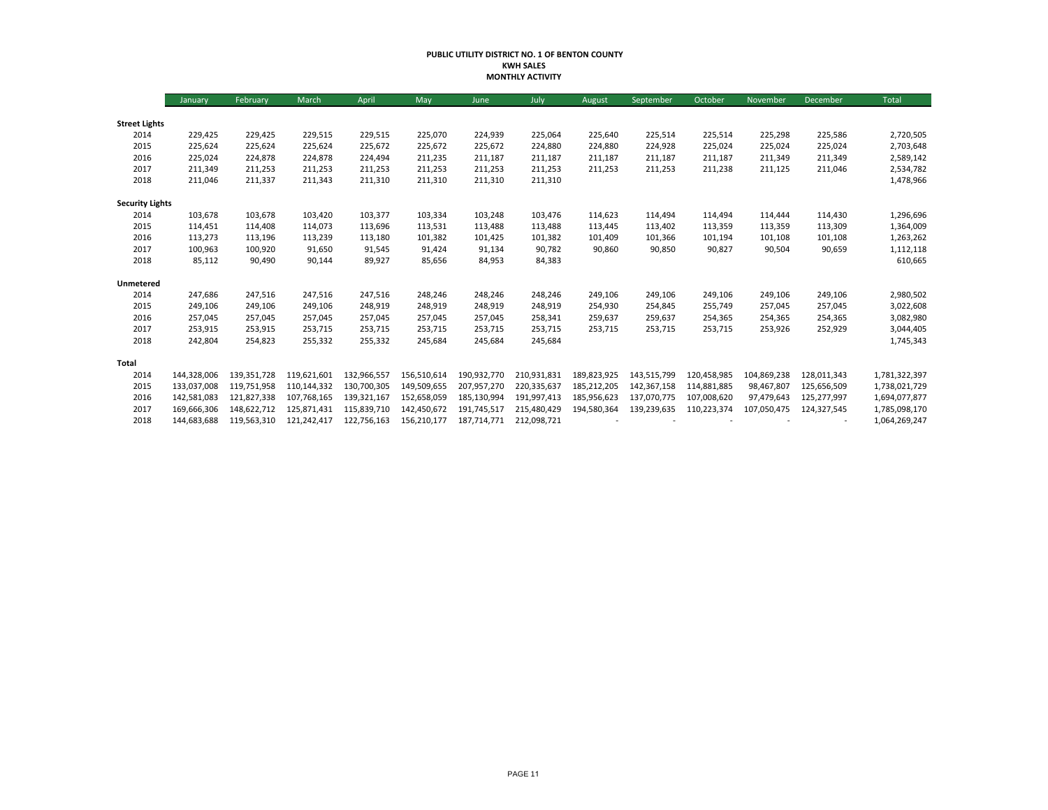**PUBLIC UTILITY DISTRICT NO. 1 OF BENTON COUNTY**
**KWH SALES**
**MONTHLY ACTIVITY**

| | January | February | March | April | May | June | July | August | September | October | November | December | Total |
|---|---|---|---|---|---|---|---|---|---|---|---|---|---|
| **Street Lights** | | | | | | | | | | | | | |
| 2014 | 229,425 | 229,425 | 229,515 | 229,515 | 225,070 | 224,939 | 225,064 | 225,640 | 225,514 | 225,514 | 225,298 | 225,586 | 2,720,505 |
| 2015 | 225,624 | 225,624 | 225,624 | 225,672 | 225,672 | 225,672 | 224,880 | 224,880 | 224,928 | 225,024 | 225,024 | 225,024 | 2,703,648 |
| 2016 | 225,024 | 224,878 | 224,878 | 224,494 | 211,235 | 211,187 | 211,187 | 211,187 | 211,187 | 211,187 | 211,349 | 211,349 | 2,589,142 |
| 2017 | 211,349 | 211,253 | 211,253 | 211,253 | 211,253 | 211,253 | 211,253 | 211,253 | 211,253 | 211,238 | 211,125 | 211,046 | 2,534,782 |
| 2018 | 211,046 | 211,337 | 211,343 | 211,310 | 211,310 | 211,310 | 211,310 | | | | | | 1,478,966 |
| **Security Lights** | | | | | | | | | | | | | |
| 2014 | 103,678 | 103,678 | 103,420 | 103,377 | 103,334 | 103,248 | 103,476 | 114,623 | 114,494 | 114,494 | 114,444 | 114,430 | 1,296,696 |
| 2015 | 114,451 | 114,408 | 114,073 | 113,696 | 113,531 | 113,488 | 113,488 | 113,445 | 113,402 | 113,359 | 113,359 | 113,309 | 1,364,009 |
| 2016 | 113,273 | 113,196 | 113,239 | 113,180 | 101,382 | 101,425 | 101,382 | 101,409 | 101,366 | 101,194 | 101,108 | 101,108 | 1,263,262 |
| 2017 | 100,963 | 100,920 | 91,650 | 91,545 | 91,424 | 91,134 | 90,782 | 90,860 | 90,850 | 90,827 | 90,504 | 90,659 | 1,112,118 |
| 2018 | 85,112 | 90,490 | 90,144 | 89,927 | 85,656 | 84,953 | 84,383 | | | | | | 610,665 |
| **Unmetered** | | | | | | | | | | | | | |
| 2014 | 247,686 | 247,516 | 247,516 | 247,516 | 248,246 | 248,246 | 248,246 | 249,106 | 249,106 | 249,106 | 249,106 | 249,106 | 2,980,502 |
| 2015 | 249,106 | 249,106 | 249,106 | 248,919 | 248,919 | 248,919 | 248,919 | 254,930 | 254,845 | 255,749 | 257,045 | 257,045 | 3,022,608 |
| 2016 | 257,045 | 257,045 | 257,045 | 257,045 | 257,045 | 257,045 | 258,341 | 259,637 | 259,637 | 254,365 | 254,365 | 254,365 | 3,082,980 |
| 2017 | 253,915 | 253,915 | 253,715 | 253,715 | 253,715 | 253,715 | 253,715 | 253,715 | 253,715 | 253,715 | 253,926 | 252,929 | 3,044,405 |
| 2018 | 242,804 | 254,823 | 255,332 | 255,332 | 245,684 | 245,684 | 245,684 | | | | | | 1,745,343 |
| **Total** | | | | | | | | | | | | | |
| 2014 | 144,328,006 | 139,351,728 | 119,621,601 | 132,966,557 | 156,510,614 | 190,932,770 | 210,931,831 | 189,823,925 | 143,515,799 | 120,458,985 | 104,869,238 | 128,011,343 | 1,781,322,397 |
| 2015 | 133,037,008 | 119,751,958 | 110,144,332 | 130,700,305 | 149,509,655 | 207,957,270 | 220,335,637 | 185,212,205 | 142,367,158 | 114,881,885 | 98,467,807 | 125,656,509 | 1,738,021,729 |
| 2016 | 142,581,083 | 121,827,338 | 107,768,165 | 139,321,167 | 152,658,059 | 185,130,994 | 191,997,413 | 185,956,623 | 137,070,775 | 107,008,620 | 97,479,643 | 125,277,997 | 1,694,077,877 |
| 2017 | 169,666,306 | 148,622,712 | 125,871,431 | 115,839,710 | 142,450,672 | 191,745,517 | 215,480,429 | 194,580,364 | 139,239,635 | 110,223,374 | 107,050,475 | 124,327,545 | 1,785,098,170 |
| 2018 | 144,683,688 | 119,563,310 | 121,242,417 | 122,756,163 | 156,210,177 | 187,714,771 | 212,098,721 | - | - | - | - | - | 1,064,269,247 |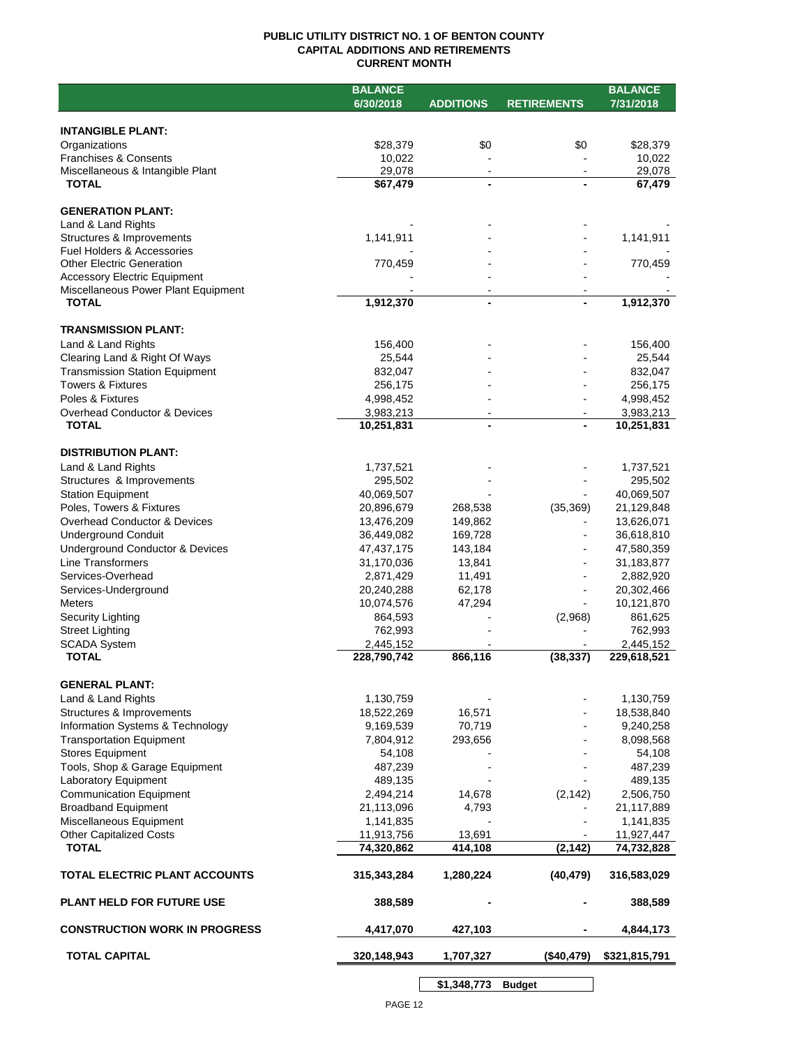**PUBLIC UTILITY DISTRICT NO. 1 OF BENTON COUNTY**
**CAPITAL ADDITIONS AND RETIREMENTS**
**CURRENT MONTH**

| | BALANCE 6/30/2018 | ADDITIONS | RETIREMENTS | BALANCE 7/31/2018 |
|---|---|---|---|---|
| **INTANGIBLE PLANT:** | | | | |
| Organizations | $28,379 | $0 | $0 | $28,379 |
| Franchises & Consents | 10,022 | - | - | 10,022 |
| Miscellaneous & Intangible Plant | 29,078 | - | - | 29,078 |
| **TOTAL** | **$67,479** | **-** | **-** | **67,479** |
| **GENERATION PLANT:** | | | | |
| Land & Land Rights | - | - | - | - |
| Structures & Improvements | 1,141,911 | - | - | 1,141,911 |
| Fuel Holders & Accessories | - | - | - | - |
| Other Electric Generation | 770,459 | - | - | 770,459 |
| Accessory Electric Equipment | - | - | - | - |
| Miscellaneous Power Plant Equipment | - | - | - | - |
| **TOTAL** | **1,912,370** | **-** | **-** | **1,912,370** |
| **TRANSMISSION PLANT:** | | | | |
| Land & Land Rights | 156,400 | - | - | 156,400 |
| Clearing Land & Right Of Ways | 25,544 | - | - | 25,544 |
| Transmission Station Equipment | 832,047 | - | - | 832,047 |
| Towers & Fixtures | 256,175 | - | - | 256,175 |
| Poles & Fixtures | 4,998,452 | - | - | 4,998,452 |
| Overhead Conductor & Devices | 3,983,213 | - | - | 3,983,213 |
| **TOTAL** | **10,251,831** | **-** | **-** | **10,251,831** |
| **DISTRIBUTION PLANT:** | | | | |
| Land & Land Rights | 1,737,521 | - | - | 1,737,521 |
| Structures & Improvements | 295,502 | - | - | 295,502 |
| Station Equipment | 40,069,507 | - | - | 40,069,507 |
| Poles, Towers & Fixtures | 20,896,679 | 268,538 | (35,369) | 21,129,848 |
| Overhead Conductor & Devices | 13,476,209 | 149,862 | - | 13,626,071 |
| Underground Conduit | 36,449,082 | 169,728 | - | 36,618,810 |
| Underground Conductor & Devices | 47,437,175 | 143,184 | - | 47,580,359 |
| Line Transformers | 31,170,036 | 13,841 | - | 31,183,877 |
| Services-Overhead | 2,871,429 | 11,491 | - | 2,882,920 |
| Services-Underground | 20,240,288 | 62,178 | - | 20,302,466 |
| Meters | 10,074,576 | 47,294 | - | 10,121,870 |
| Security Lighting | 864,593 | - | (2,968) | 861,625 |
| Street Lighting | 762,993 | - | - | 762,993 |
| SCADA System | 2,445,152 | - | - | 2,445,152 |
| **TOTAL** | **228,790,742** | **866,116** | **(38,337)** | **229,618,521** |
| **GENERAL PLANT:** | | | | |
| Land & Land Rights | 1,130,759 | - | - | 1,130,759 |
| Structures & Improvements | 18,522,269 | 16,571 | - | 18,538,840 |
| Information Systems & Technology | 9,169,539 | 70,719 | - | 9,240,258 |
| Transportation Equipment | 7,804,912 | 293,656 | - | 8,098,568 |
| Stores Equipment | 54,108 | - | - | 54,108 |
| Tools, Shop & Garage Equipment | 487,239 | - | - | 487,239 |
| Laboratory Equipment | 489,135 | - | - | 489,135 |
| Communication Equipment | 2,494,214 | 14,678 | (2,142) | 2,506,750 |
| Broadband Equipment | 21,113,096 | 4,793 | - | 21,117,889 |
| Miscellaneous Equipment | 1,141,835 | - | - | 1,141,835 |
| Other Capitalized Costs | 11,913,756 | 13,691 | - | 11,927,447 |
| **TOTAL** | **74,320,862** | **414,108** | **(2,142)** | **74,732,828** |
| **TOTAL ELECTRIC PLANT ACCOUNTS** | **315,343,284** | **1,280,224** | **(40,479)** | **316,583,029** |
| **PLANT HELD FOR FUTURE USE** | **388,589** | **-** | **-** | **388,589** |
| **CONSTRUCTION WORK IN PROGRESS** | **4,417,070** | **427,103** | **-** | **4,844,173** |
| **TOTAL CAPITAL** | **320,148,943** | **1,707,327** | **($40,479)** | **$321,815,791** |
| | | **$1,348,773** | **Budget** | |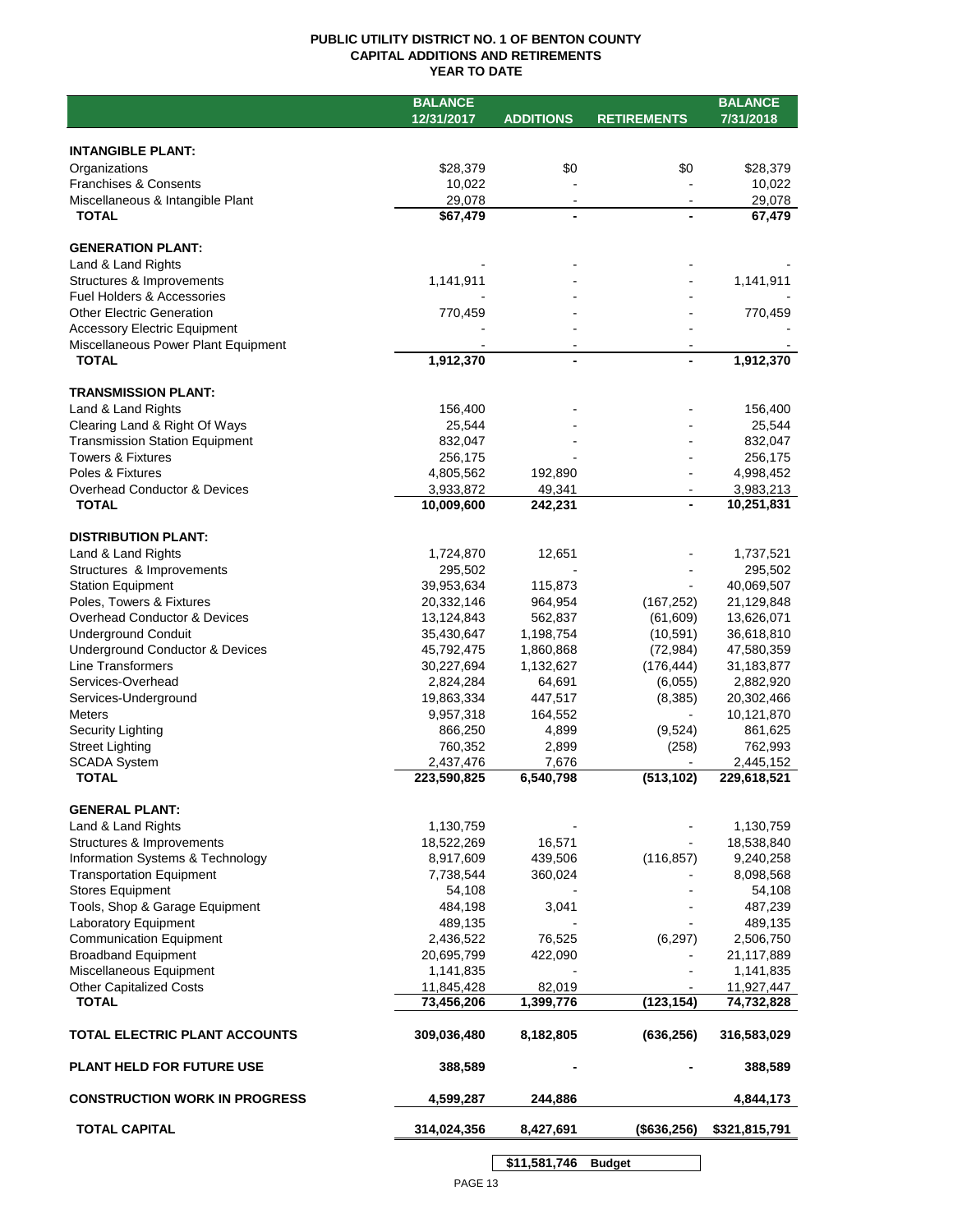# PUBLIC UTILITY DISTRICT NO. 1 OF BENTON COUNTY
## CAPITAL ADDITIONS AND RETIREMENTS
### YEAR TO DATE

| | BALANCE 12/31/2017 | ADDITIONS | RETIREMENTS | BALANCE 7/31/2018 |
|---|---|---|---|---|
| **INTANGIBLE PLANT:** | | | | |
| Organizations | $28,379 | $0 | $0 | $28,379 |
| Franchises & Consents | 10,022 | - | - | 10,022 |
| Miscellaneous & Intangible Plant | 29,078 | - | - | 29,078 |
| **TOTAL** | **$67,479** | **-** | **-** | **67,479** |
| **GENERATION PLANT:** | | | | |
| Land & Land Rights | - | - | - | - |
| Structures & Improvements | 1,141,911 | - | - | 1,141,911 |
| Fuel Holders & Accessories | - | - | - | - |
| Other Electric Generation | 770,459 | - | - | 770,459 |
| Accessory Electric Equipment | - | - | - | - |
| Miscellaneous Power Plant Equipment | - | - | - | - |
| **TOTAL** | **1,912,370** | **-** | **-** | **1,912,370** |
| **TRANSMISSION PLANT:** | | | | |
| Land & Land Rights | 156,400 | - | - | 156,400 |
| Clearing Land & Right Of Ways | 25,544 | - | - | 25,544 |
| Transmission Station Equipment | 832,047 | - | - | 832,047 |
| Towers & Fixtures | 256,175 | - | - | 256,175 |
| Poles & Fixtures | 4,805,562 | 192,890 | - | 4,998,452 |
| Overhead Conductor & Devices | 3,933,872 | 49,341 | - | 3,983,213 |
| **TOTAL** | **10,009,600** | **242,231** | **-** | **10,251,831** |
| **DISTRIBUTION PLANT:** | | | | |
| Land & Land Rights | 1,724,870 | 12,651 | - | 1,737,521 |
| Structures & Improvements | 295,502 | - | - | 295,502 |
| Station Equipment | 39,953,634 | 115,873 | - | 40,069,507 |
| Poles, Towers & Fixtures | 20,332,146 | 964,954 | (167,252) | 21,129,848 |
| Overhead Conductor & Devices | 13,124,843 | 562,837 | (61,609) | 13,626,071 |
| Underground Conduit | 35,430,647 | 1,198,754 | (10,591) | 36,618,810 |
| Underground Conductor & Devices | 45,792,475 | 1,860,868 | (72,984) | 47,580,359 |
| Line Transformers | 30,227,694 | 1,132,627 | (176,444) | 31,183,877 |
| Services-Overhead | 2,824,284 | 64,691 | (6,055) | 2,882,920 |
| Services-Underground | 19,863,334 | 447,517 | (8,385) | 20,302,466 |
| Meters | 9,957,318 | 164,552 | - | 10,121,870 |
| Security Lighting | 866,250 | 4,899 | (9,524) | 861,625 |
| Street Lighting | 760,352 | 2,899 | (258) | 762,993 |
| SCADA System | 2,437,476 | 7,676 | - | 2,445,152 |
| **TOTAL** | **223,590,825** | **6,540,798** | **(513,102)** | **229,618,521** |
| **GENERAL PLANT:** | | | | |
| Land & Land Rights | 1,130,759 | - | - | 1,130,759 |
| Structures & Improvements | 18,522,269 | 16,571 | - | 18,538,840 |
| Information Systems & Technology | 8,917,609 | 439,506 | (116,857) | 9,240,258 |
| Transportation Equipment | 7,738,544 | 360,024 | - | 8,098,568 |
| Stores Equipment | 54,108 | - | - | 54,108 |
| Tools, Shop & Garage Equipment | 484,198 | 3,041 | - | 487,239 |
| Laboratory Equipment | 489,135 | - | - | 489,135 |
| Communication Equipment | 2,436,522 | 76,525 | (6,297) | 2,506,750 |
| Broadband Equipment | 20,695,799 | 422,090 | - | 21,117,889 |
| Miscellaneous Equipment | 1,141,835 | - | - | 1,141,835 |
| Other Capitalized Costs | 11,845,428 | 82,019 | - | 11,927,447 |
| **TOTAL** | **73,456,206** | **1,399,776** | **(123,154)** | **74,732,828** |
| **TOTAL ELECTRIC PLANT ACCOUNTS** | **309,036,480** | **8,182,805** | **(636,256)** | **316,583,029** |
| **PLANT HELD FOR FUTURE USE** | **388,589** | **-** | **-** | **388,589** |
| **CONSTRUCTION WORK IN PROGRESS** | **4,599,287** | **244,886** | | **4,844,173** |
| **TOTAL CAPITAL** | **314,024,356** | **8,427,691** | **($636,256)** | **$321,815,791** |
| | | **$11,581,746** | **Budget** | |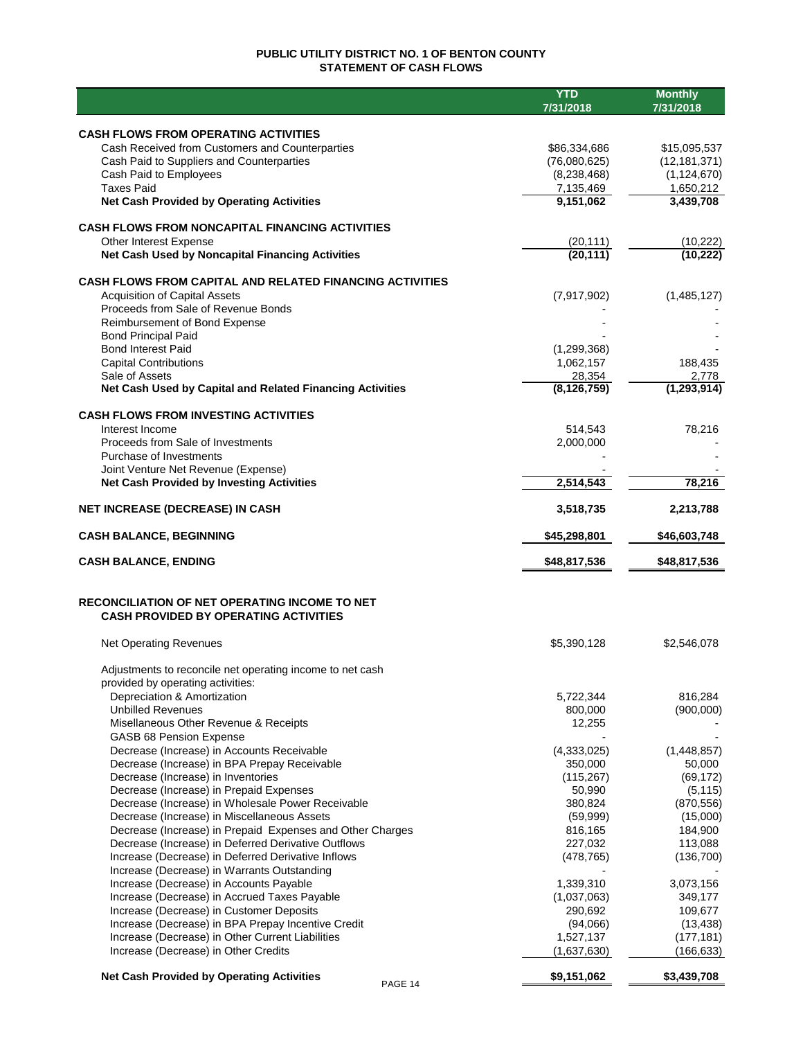# PUBLIC UTILITY DISTRICT NO. 1 OF BENTON COUNTY
## STATEMENT OF CASH FLOWS

| | YTD 7/31/2018 | Monthly 7/31/2018 |
|---|---|---|
| **CASH FLOWS FROM OPERATING ACTIVITIES** | | |
| Cash Received from Customers and Counterparties | $86,334,686 | $15,095,537 |
| Cash Paid to Suppliers and Counterparties | (76,080,625) | (12,181,371) |
| Cash Paid to Employees | (8,238,468) | (1,124,670) |
| Taxes Paid | 7,135,469 | 1,650,212 |
| **Net Cash Provided by Operating Activities** | **9,151,062** | **3,439,708** |
| **CASH FLOWS FROM NONCAPITAL FINANCING ACTIVITIES** | | |
| Other Interest Expense | (20,111) | (10,222) |
| **Net Cash Used by Noncapital Financing Activities** | **(20,111)** | **(10,222)** |
| **CASH FLOWS FROM CAPITAL AND RELATED FINANCING ACTIVITIES** | | |
| Acquisition of Capital Assets | (7,917,902) | (1,485,127) |
| Proceeds from Sale of Revenue Bonds | - | - |
| Reimbursement of Bond Expense | - | - |
| Bond Principal Paid | - | - |
| Bond Interest Paid | (1,299,368) | - |
| Capital Contributions | 1,062,157 | 188,435 |
| Sale of Assets | 28,354 | 2,778 |
| **Net Cash Used by Capital and Related Financing Activities** | **(8,126,759)** | **(1,293,914)** |
| **CASH FLOWS FROM INVESTING ACTIVITIES** | | |
| Interest Income | 514,543 | 78,216 |
| Proceeds from Sale of Investments | 2,000,000 | - |
| Purchase of Investments | - | - |
| Joint Venture Net Revenue (Expense) | - | - |
| **Net Cash Provided by Investing Activities** | **2,514,543** | **78,216** |
| **NET INCREASE (DECREASE) IN CASH** | **3,518,735** | **2,213,788** |
| **CASH BALANCE, BEGINNING** | **$45,298,801** | **$46,603,748** |
| **CASH BALANCE, ENDING** | **$48,817,536** | **$48,817,536** |

## RECONCILIATION OF NET OPERATING INCOME TO NET CASH PROVIDED BY OPERATING ACTIVITIES

| | YTD 7/31/2018 | Monthly 7/31/2018 |
|---|---|---|
| Net Operating Revenues | $5,390,128 | $2,546,078 |
| Adjustments to reconcile net operating income to net cash provided by operating activities: | | |
| Depreciation & Amortization | 5,722,344 | 816,284 |
| Unbilled Revenues | 800,000 | (900,000) |
| Misellaneous Other Revenue & Receipts | 12,255 | - |
| GASB 68 Pension Expense | - | - |
| Decrease (Increase) in Accounts Receivable | (4,333,025) | (1,448,857) |
| Decrease (Increase) in BPA Prepay Receivable | 350,000 | 50,000 |
| Decrease (Increase) in Inventories | (115,267) | (69,172) |
| Decrease (Increase) in Prepaid Expenses | 50,990 | (5,115) |
| Decrease (Increase) in Wholesale Power Receivable | 380,824 | (870,556) |
| Decrease (Increase) in Miscellaneous Assets | (59,999) | (15,000) |
| Decrease (Increase) in Prepaid Expenses and Other Charges | 816,165 | 184,900 |
| Decrease (Increase) in Deferred Derivative Outflows | 227,032 | 113,088 |
| Increase (Decrease) in Deferred Derivative Inflows | (478,765) | (136,700) |
| Increase (Decrease) in Warrants Outstanding | - | - |
| Increase (Decrease) in Accounts Payable | 1,339,310 | 3,073,156 |
| Increase (Decrease) in Accrued Taxes Payable | (1,037,063) | 349,177 |
| Increase (Decrease) in Customer Deposits | 290,692 | 109,677 |
| Increase (Decrease) in BPA Prepay Incentive Credit | (94,066) | (13,438) |
| Increase (Decrease) in Other Current Liabilities | 1,527,137 | (177,181) |
| Increase (Decrease) in Other Credits | (1,637,630) | (166,633) |
| **Net Cash Provided by Operating Activities** | **$9,151,062** | **$3,439,708** |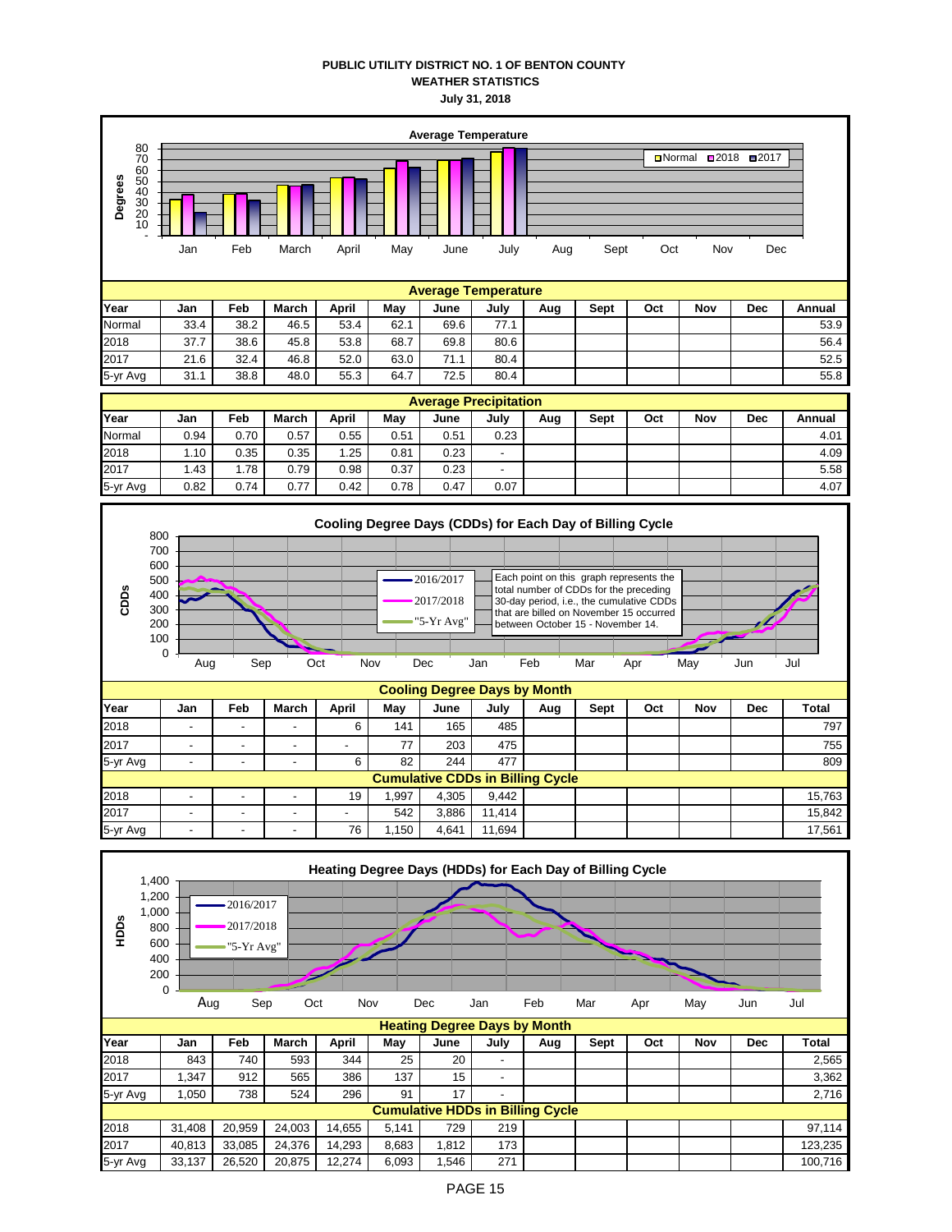# PUBLIC UTILITY DISTRICT NO. 1 OF BENTON COUNTY
## WEATHER STATISTICS
### July 31, 2018

| Average Temperature | | | | | | | | | | | | | |
|---|---|---|---|---|---|---|---|---|---|---|---|---|---|
| Year | Jan | Feb | March | April | May | June | July | Aug | Sept | Oct | Nov | Dec | Annual |
| Normal | 33.4 | 38.2 | 46.5 | 53.4 | 62.1 | 69.6 | 77.1 | | | | | | 53.9 |
| 2018 | 37.7 | 38.6 | 45.8 | 53.8 | 68.7 | 69.8 | 80.6 | | | | | | 56.4 |
| 2017 | 21.6 | 32.4 | 46.8 | 52.0 | 63.0 | 71.1 | 80.4 | | | | | | 52.5 |
| 5-yr Avg | 31.1 | 38.8 | 48.0 | 55.3 | 64.7 | 72.5 | 80.4 | | | | | | 55.8 |

| Average Precipitation | | | | | | | | | | | | | |
|---|---|---|---|---|---|---|---|---|---|---|---|---|---|
| Year | Jan | Feb | March | April | May | June | July | Aug | Sept | Oct | Nov | Dec | Annual |
| Normal | 0.94 | 0.70 | 0.57 | 0.55 | 0.51 | 0.51 | 0.23 | | | | | | 4.01 |
| 2018 | 1.10 | 0.35 | 0.35 | 1.25 | 0.81 | 0.23 | - | | | | | | 4.09 |
| 2017 | 1.43 | 1.78 | 0.79 | 0.98 | 0.37 | 0.23 | - | | | | | | 5.58 |
| 5-yr Avg | 0.82 | 0.74 | 0.77 | 0.42 | 0.78 | 0.47 | 0.07 | | | | | | 4.07 |

Cooling Degree Days (CDDs) for Each Day of Billing Cycle

Each point on this graph represents the total number of CDDs for the preceding 30-day period, i.e., the cumulative CDDs that are billed on November 15 occurred between October 15 - November 14.

| Cooling Degree Days by Month | | | | | | | | | | | | | |
|---|---|---|---|---|---|---|---|---|---|---|---|---|---|
| Year | Jan | Feb | March | April | May | June | July | Aug | Sept | Oct | Nov | Dec | Total |
| 2018 | - | - | - | 6 | 141 | 165 | 485 | | | | | | 797 |
| 2017 | - | - | - | - | 77 | 203 | 475 | | | | | | 755 |
| 5-yr Avg | - | - | - | 6 | 82 | 244 | 477 | | | | | | 809 |
| **Cumulative CDDs in Billing Cycle** | | | | | | | | | | | | | |
| 2018 | - | - | - | 19 | 1,997 | 4,305 | 9,442 | | | | | | 15,763 |
| 2017 | - | - | - | - | 542 | 3,886 | 11,414 | | | | | | 15,842 |
| 5-yr Avg | - | - | - | 76 | 1,150 | 4,641 | 11,694 | | | | | | 17,561 |

Heating Degree Days (HDDs) for Each Day of Billing Cycle

| Heating Degree Days by Month | | | | | | | | | | | | | |
|---|---|---|---|---|---|---|---|---|---|---|---|---|---|
| Year | Jan | Feb | March | April | May | June | July | Aug | Sept | Oct | Nov | Dec | Total |
| 2018 | 843 | 740 | 593 | 344 | 25 | 20 | - | | | | | | 2,565 |
| 2017 | 1,347 | 912 | 565 | 386 | 137 | 15 | - | | | | | | 3,362 |
| 5-yr Avg | 1,050 | 738 | 524 | 296 | 91 | 17 | - | | | | | | 2,716 |
| **Cumulative HDDs in Billing Cycle** | | | | | | | | | | | | | |
| 2018 | 31,408 | 20,959 | 24,003 | 14,655 | 5,141 | 729 | 219 | | | | | | 97,114 |
| 2017 | 40,813 | 33,085 | 24,376 | 14,293 | 8,683 | 1,812 | 173 | | | | | | 123,235 |
| 5-yr Avg | 33,137 | 26,520 | 20,875 | 12,274 | 6,093 | 1,546 | 271 | | | | | | 100,716 |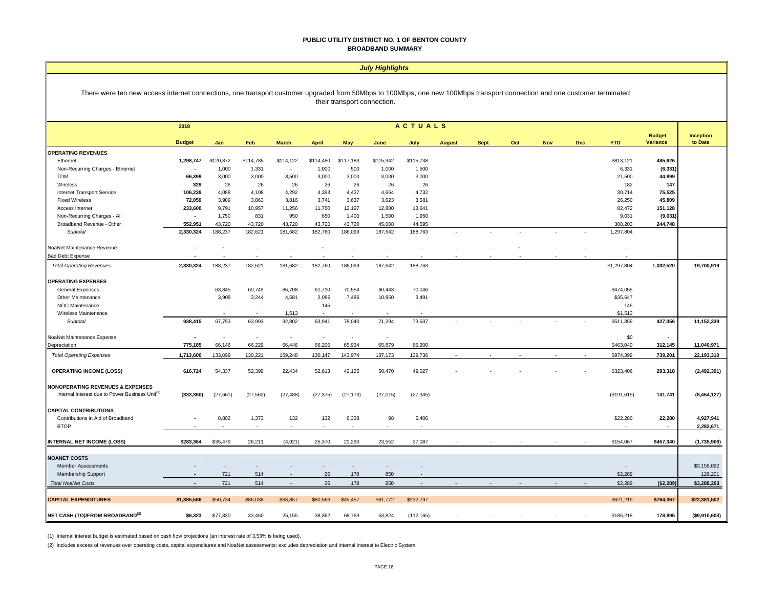# PUBLIC UTILITY DISTRICT NO. 1 OF BENTON COUNTY
## BROADBAND SUMMARY

### *July Highlights*

There were ten new access internet connections, one transport customer upgraded from 50Mbps to 100Mbps, one new 100Mbps transport connection and one customer terminated their transport connection.

| | 2018 Budget | Jan | Feb | March | April | May | June | July | August | Sept | Oct | Nov | Dec | YTD | Budget Variance | Inception to Date |
|---|---|---|---|---|---|---|---|---|---|---|---|---|---|---|---|---|
| **OPERATING REVENUES** | | | | | | | | | | | | | | | | |
| Ethernet | **1,298,747** | $120,872 | $114,785 | $114,122 | $114,480 | $117,183 | $115,942 | $115,738 | | | | | | $813,121 | **485,626** | |
| Non-Recurring Charges - Ethernet | **-** | 1,000 | 1,331 | - | 1,000 | 500 | 1,000 | 1,500 | | | | | | 6,331 | **(6,331)** | |
| TDM | **66,399** | 3,000 | 3,000 | 3,500 | 3,000 | 3,000 | 3,000 | 3,000 | | | | | | 21,500 | **44,899** | |
| Wireless | **329** | 26 | 26 | 26 | 26 | 26 | 26 | 26 | | | | | | 182 | **147** | |
| Internet Transport Service | **106,239** | 4,088 | 4,108 | 4,292 | 4,393 | 4,437 | 4,664 | 4,732 | | | | | | 30,714 | **75,525** | |
| Fixed Wireless | **72,059** | 3,989 | 3,863 | 3,816 | 3,741 | 3,637 | 3,623 | 3,581 | | | | | | 26,250 | **45,809** | |
| Access Internet | **233,600** | 9,791 | 10,957 | 11,256 | 11,750 | 12,197 | 12,880 | 13,641 | | | | | | 82,472 | **151,128** | |
| Non-Recurring Charges - AI | **-** | 1,750 | 831 | 950 | 650 | 1,400 | 1,500 | 1,950 | | | | | | 9,031 | **(9,031)** | |
| Broadband Revenue - Other | **552,951** | 43,720 | 43,720 | 43,720 | 43,720 | 43,720 | 45,008 | 44,595 | | | | | | 308,203 | **244,748** | |
| *Subtotal* | **2,330,324** | 188,237 | 182,621 | 181,682 | 182,760 | 186,099 | 187,642 | 188,763 | - | - | - | - | - | 1,297,804 | | |
| NoaNet Maintenance Revenue | **-** | - | - | - | - | - | - | - | - | - | - | - | - | - | | |
| Bad Debt Expense | **-** | - | - | - | - | - | - | - | - | - | - | - | - | - | | |
| *Total Operating Revenues* | **2,330,324** | 188,237 | 182,621 | 181,682 | 182,760 | 186,099 | 187,642 | 188,763 | - | - | - | - | - | $1,297,804 | **1,032,520** | **19,700,919** |
| **OPERATING EXPENSES** | | | | | | | | | | | | | | | | |
| General Expenses | | 63,845 | 60,749 | 86,708 | 61,710 | 70,554 | 60,443 | 70,046 | | | | | | $474,055 | | |
| Other Maintenance | | 3,908 | 3,244 | 4,581 | 2,086 | 7,486 | 10,850 | 3,491 | | | | | | $35,647 | | |
| NOC Maintenance | | - | - | - | 145 | - | - | - | | | | | | 145 | | |
| Wireless Maintenance | | - | - | 1,513 | - | - | - | - | | | | | | $1,513 | | |
| *Subtotal* | **938,415** | 67,753 | 63,993 | 92,802 | 63,941 | 78,040 | 71,294 | 73,537 | - | - | - | - | - | $511,359 | **427,056** | **11,152,339** |
| NoaNet Maintenance Expense | **-** | - | - | - | - | - | - | | | | | | | $0 | **-** | |
| Depreciation | **775,185** | 66,146 | 66,229 | 66,446 | 66,206 | 65,934 | 65,879 | 66,200 | | | | | | $463,040 | **312,145** | **11,040,971** |
| *Total Operating Expenses* | **1,713,600** | 133,899 | 130,221 | 159,248 | 130,147 | 143,974 | 137,173 | 139,736 | - | - | - | - | - | $974,399 | **739,201** | **22,193,310** |
| **OPERATING INCOME (LOSS)** | **616,724** | 54,337 | 52,399 | 22,434 | 52,613 | 42,125 | 50,470 | 49,027 | - | - | - | - | - | $323,406 | **293,318** | **(2,492,391)** |
| **NONOPERATING REVENUES & EXPENSES** | | | | | | | | | | | | | | | | |
| Internal Interest due to Power Business Unit[1] | **(333,360)** | (27,661) | (27,562) | (27,488) | (27,375) | (27,173) | (27,015) | (27,345) | | | | | | ($191,619) | **141,741** | **(6,454,127)** |
| **CAPITAL CONTRIBUTIONS** | | | | | | | | | | | | | | | | |
| Contributions in Aid of Broadband | **-** | 8,802 | 1,373 | 132 | 132 | 6,338 | 98 | 5,406 | | | | | | $22,280 | **22,280** | **4,927,941** |
| BTOP | **-** | - | - | - | - | - | - | - | | | | | | - | **-** | **2,282,671** |
| **INTERNAL NET INCOME (LOSS)** | **$283,364** | $35,479 | 26,211 | (4,921) | 25,370 | 21,290 | 23,552 | 27,087 | - | - | - | - | - | $154,067 | **$457,340** | **(1,735,906)** |
| **NOANET COSTS** | | | | | | | | | | | | | | | | |
| Member Assessments | **-** | - | - | - | - | - | - | - | | | | | | - | | $3,159,092 |
| Membership Support | **-** | 721 | 514 | - | 26 | 178 | 850 | - | | | | | | $2,289 | | 129,201 |
| *Total NoaNet Costs* | **-** | 721 | 514 | - | 26 | 178 | 850 | - | - | - | - | - | - | $2,289 | **($2,289)** | **$3,288,293** |
| **CAPITAL EXPENDITURES** | **$1,385,586** | $50,734 | $86,038 | $63,857 | $80,563 | $45,457 | $61,772 | $232,797 | | | | | | $621,219 | **$764,367** | **$22,381,502** |
| **NET CASH (TO)/FROM BROADBAND[2]** | **$6,323** | $77,830 | 33,450 | 25,155 | 38,362 | 68,763 | 53,824 | (112,165) | - | - | - | - | - | $185,218 | **178,895** | **($9,910,603)** |

(1) Internal interest budget is estimated based on cash flow projections (an interest rate of 3.53% is being used).

(2) Includes excess of revenues over operating costs, capital expenditures and NoaNet assessments; excludes depreciation and internal interest to Electric System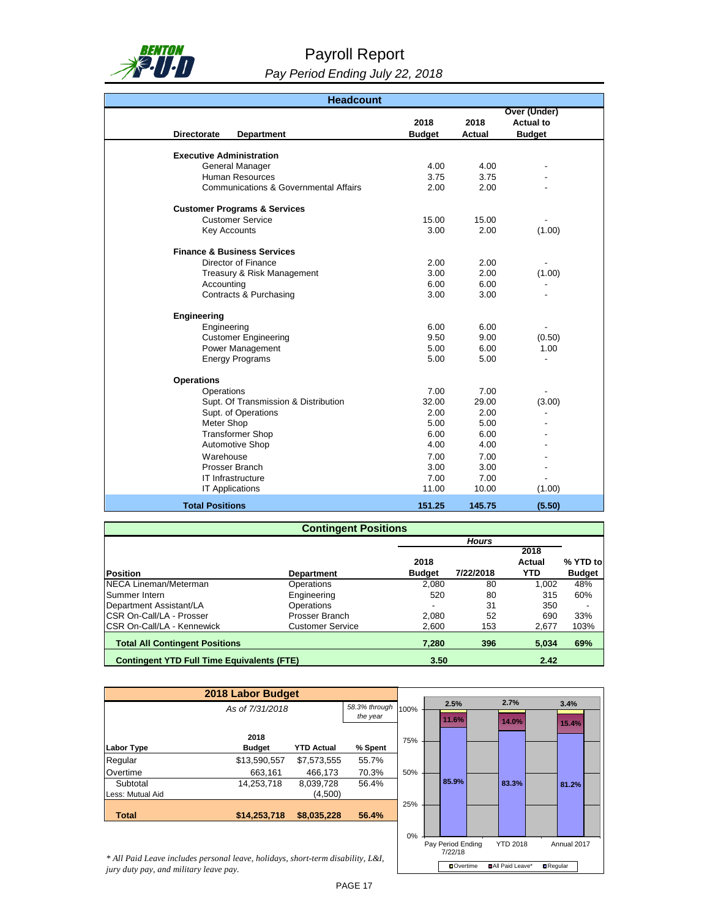# Payroll Report

*Pay Period Ending July 22, 2018*

## Headcount

| Directorate | Department | 2018 Budget | 2018 Actual | Over (Under) Actual to Budget |
|---|---|---|---|---|
| **Executive Administration** | | | | |
| | General Manager | 4.00 | 4.00 | - |
| | Human Resources | 3.75 | 3.75 | - |
| | Communications & Governmental Affairs | 2.00 | 2.00 | - |
| **Customer Programs & Services** | | | | |
| | Customer Service | 15.00 | 15.00 | - |
| | Key Accounts | 3.00 | 2.00 | (1.00) |
| **Finance & Business Services** | | | | |
| | Director of Finance | 2.00 | 2.00 | - |
| | Treasury & Risk Management | 3.00 | 2.00 | (1.00) |
| | Accounting | 6.00 | 6.00 | - |
| | Contracts & Purchasing | 3.00 | 3.00 | - |
| **Engineering** | | | | |
| | Engineering | 6.00 | 6.00 | - |
| | Customer Engineering | 9.50 | 9.00 | (0.50) |
| | Power Management | 5.00 | 6.00 | 1.00 |
| | Energy Programs | 5.00 | 5.00 | - |
| **Operations** | | | | |
| | Operations | 7.00 | 7.00 | - |
| | Supt. Of Transmission & Distribution | 32.00 | 29.00 | (3.00) |
| | Supt. of Operations | 2.00 | 2.00 | - |
| | Meter Shop | 5.00 | 5.00 | - |
| | Transformer Shop | 6.00 | 6.00 | - |
| | Automotive Shop | 4.00 | 4.00 | - |
| | Warehouse | 7.00 | 7.00 | - |
| | Prosser Branch | 3.00 | 3.00 | - |
| | IT Infrastructure | 7.00 | 7.00 | - |
| | IT Applications | 11.00 | 10.00 | (1.00) |
| **Total Positions** | | **151.25** | **145.75** | **(5.50)** |

## Contingent Positions

| | | *Hours* | | | |
|---|---|---|---|---|---|
| **Position** | **Department** | **2018 Budget** | **7/22/2018** | **2018 Actual YTD** | **% YTD to Budget** |
| NECA Lineman/Meterman | Operations | 2,080 | 80 | 1,002 | 48% |
| Summer Intern | Engineering | 520 | 80 | 315 | 60% |
| Department Assistant/LA | Operations | - | 31 | 350 | - |
| CSR On-Call/LA - Prosser | Prosser Branch | 2,080 | 52 | 690 | 33% |
| CSR On-Call/LA - Kennewick | Customer Service | 2,600 | 153 | 2,677 | 103% |
| **Total All Contingent Positions** | | **7,280** | **396** | **5,034** | **69%** |
| **Contingent YTD Full Time Equivalents (FTE)** | | **3.50** | | **2.42** | |

## 2018 Labor Budget

*As of 7/31/2018* — *58.3% through the year*

| Labor Type | 2018 Budget | YTD Actual | % Spent |
|---|---|---|---|
| Regular | $13,590,557 | $7,573,555 | 55.7% |
| Overtime | 663,161 | 466,173 | 70.3% |
| Subtotal | 14,253,718 | 8,039,728 | 56.4% |
| Less: Mutual Aid | | (4,500) | |
| **Total** | **$14,253,718** | **$8,035,228** | **56.4%** |

100%
75%
50%
25%
0%

Pay Period Ending 7/22/18: 2.5%, 11.6%, 85.9%
YTD 2018: 2.7%, 14.0%, 83.3%
Annual 2017: 3.4%, 15.4%, 81.2%

Overtime | All Paid Leave* | Regular

*\* All Paid Leave includes personal leave, holidays, short-term disability, L&I, jury duty pay, and military leave pay.*